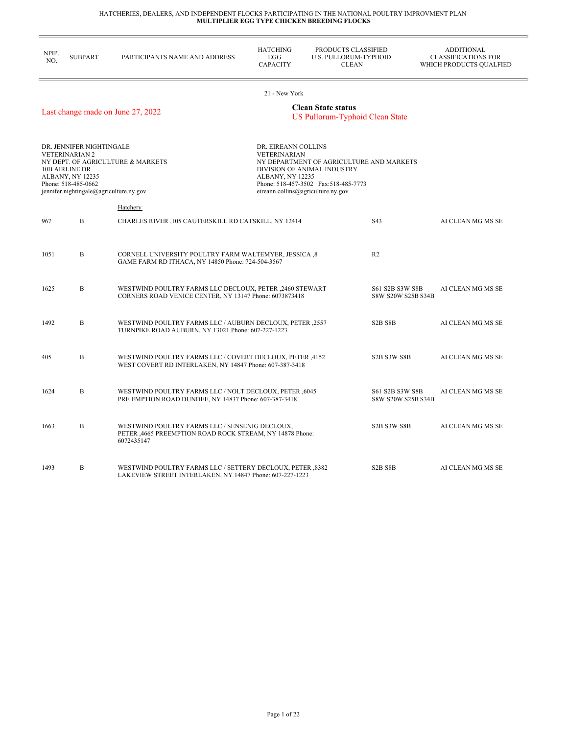HATCHERIES, DEALERS, AND INDEPENDENT FLOCKS PARTICIPATING IN THE NATIONAL POULTRY IMPROVMENT PLAN
**MULTIPLIER EGG TYPE CHICKEN BREEDING FLOCKS**

21 - New York

Last change made on June 27, 2022

**Clean State status**
US Pullorum-Typhoid Clean State

DR. JENNIFER NIGHTINGALE
VETERINARIAN 2
NY DEPT. OF AGRICULTURE & MARKETS
10B AIRLINE DR
ALBANY, NY 12235
Phone: 518-485-0662
jennifer.nightingale@agriculture.ny.gov

DR. EIREANN COLLINS
VETERINARIAN
NY DEPARTMENT OF AGRICULTURE AND MARKETS
DIVISION OF ANIMAL INDUSTRY
ALBANY, NY 12235
Phone: 518-457-3502 Fax:518-485-7773
eireann.collins@agriculture.ny.gov

Hatchery

| NPIP. NO. | SUBPART | PARTICIPANTS NAME AND ADDRESS | HATCHING EGG CAPACITY | PRODUCTS CLASSIFIED U.S. PULLORUM-TYPHOID CLEAN | ADDITIONAL CLASSIFICATIONS FOR WHICH PRODUCTS QUALFIED |
|---|---|---|---|---|---|
| 967 | B | CHARLES RIVER ,105 CAUTERSKILL RD CATSKILL, NY 12414 | | S43 | AI CLEAN MG MS SE |
| 1051 | B | CORNELL UNIVERSITY POULTRY FARM WALTEMYER, JESSICA ,8 GAME FARM RD ITHACA, NY 14850 Phone: 724-504-3567 | | R2 | |
| 1625 | B | WESTWIND POULTRY FARMS LLC DECLOUX, PETER ,2460 STEWART CORNERS ROAD VENICE CENTER, NY 13147 Phone: 6073873418 | | S61 S2B S3W S8B S8W S20W S25B S34B | AI CLEAN MG MS SE |
| 1492 | B | WESTWIND POULTRY FARMS LLC / AUBURN DECLOUX, PETER ,2557 TURNPIKE ROAD AUBURN, NY 13021 Phone: 607-227-1223 | | S2B S8B | AI CLEAN MG MS SE |
| 405 | B | WESTWIND POULTRY FARMS LLC / COVERT DECLOUX, PETER ,4152 WEST COVERT RD INTERLAKEN, NY 14847 Phone: 607-387-3418 | | S2B S3W S8B | AI CLEAN MG MS SE |
| 1624 | B | WESTWIND POULTRY FARMS LLC / NOLT DECLOUX, PETER ,6045 PRE EMPTION ROAD DUNDEE, NY 14837 Phone: 607-387-3418 | | S61 S2B S3W S8B S8W S20W S25B S34B | AI CLEAN MG MS SE |
| 1663 | B | WESTWIND POULTRY FARMS LLC / SENSENIG DECLOUX, PETER ,4665 PREEMPTION ROAD ROCK STREAM, NY 14878 Phone: 6072435147 | | S2B S3W S8B | AI CLEAN MG MS SE |
| 1493 | B | WESTWIND POULTRY FARMS LLC / SETTERY DECLOUX, PETER ,8382 LAKEVIEW STREET INTERLAKEN, NY 14847 Phone: 607-227-1223 | | S2B S8B | AI CLEAN MG MS SE |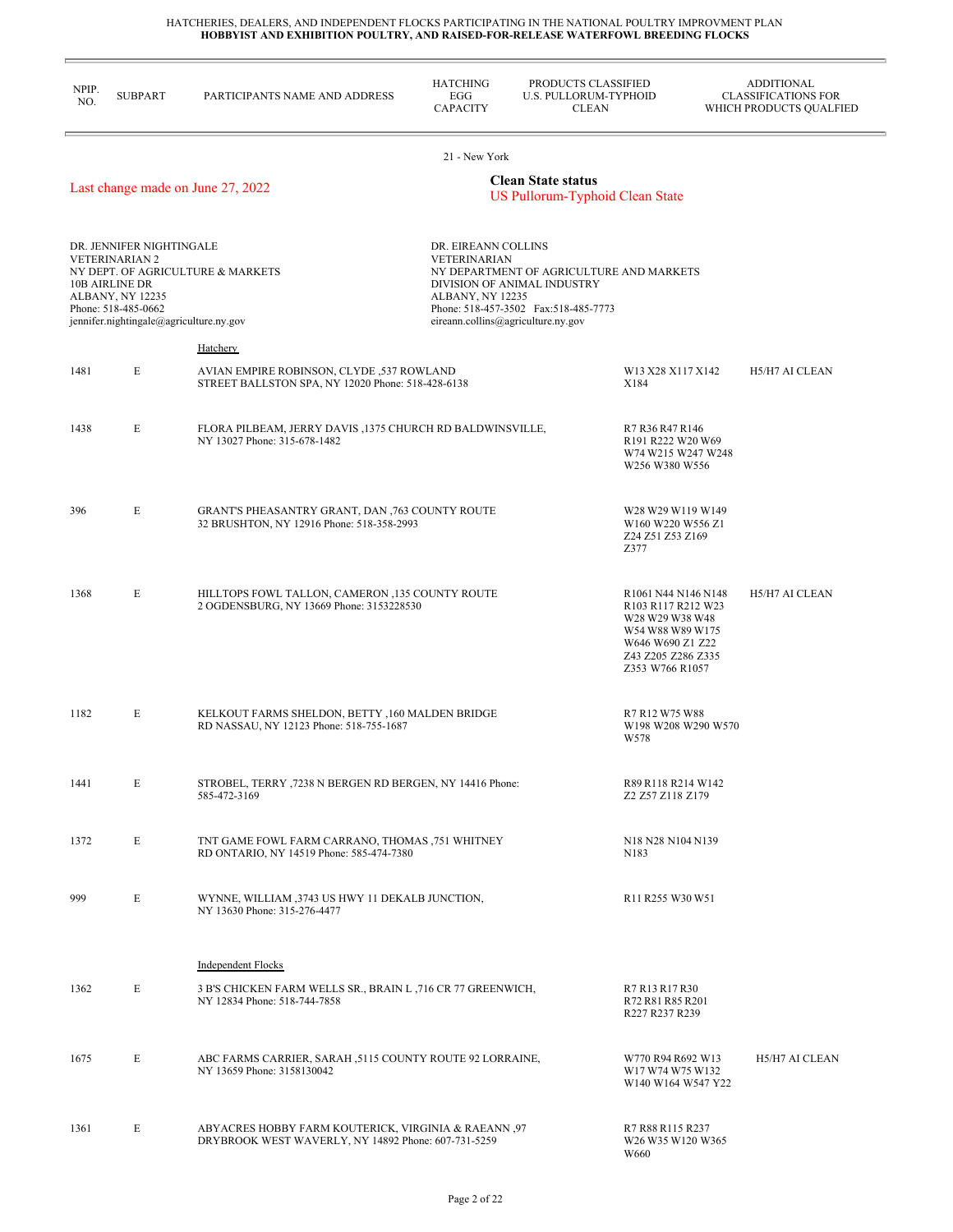HATCHERIES, DEALERS, AND INDEPENDENT FLOCKS PARTICIPATING IN THE NATIONAL POULTRY IMPROVMENT PLAN
**HOBBYIST AND EXHIBITION POULTRY, AND RAISED-FOR-RELEASE WATERFOWL BREEDING FLOCKS**

## 21 - New York

Last change made on June 27, 2022

**Clean State status**
US Pullorum-Typhoid Clean State

DR. JENNIFER NIGHTINGALE
VETERINARIAN 2
NY DEPT. OF AGRICULTURE & MARKETS
10B AIRLINE DR
ALBANY, NY 12235
Phone: 518-485-0662
jennifer.nightingale@agriculture.ny.gov

DR. EIREANN COLLINS
VETERINARIAN
NY DEPARTMENT OF AGRICULTURE AND MARKETS
DIVISION OF ANIMAL INDUSTRY
ALBANY, NY 12235
Phone: 518-457-3502 Fax:518-485-7773
eireann.collins@agriculture.ny.gov

| NPIP. NO. | SUBPART | PARTICIPANTS NAME AND ADDRESS | HATCHING EGG CAPACITY | PRODUCTS CLASSIFIED U.S. PULLORUM-TYPHOID CLEAN | ADDITIONAL CLASSIFICATIONS FOR WHICH PRODUCTS QUALFIED |
|---|---|---|---|---|---|
| | | **Hatchery** | | | |
| 1481 | E | AVIAN EMPIRE ROBINSON, CLYDE ,537 ROWLAND STREET BALLSTON SPA, NY 12020 Phone: 518-428-6138 | | W13 X28 X117 X142 X184 | H5/H7 AI CLEAN |
| 1438 | E | FLORA PILBEAM, JERRY DAVIS ,1375 CHURCH RD BALDWINSVILLE, NY 13027 Phone: 315-678-1482 | | R7 R36 R47 R146 R191 R222 W20 W69 W74 W215 W247 W248 W256 W380 W556 | |
| 396 | E | GRANT'S PHEASANTRY GRANT, DAN ,763 COUNTY ROUTE 32 BRUSHTON, NY 12916 Phone: 518-358-2993 | | W28 W29 W119 W149 W160 W220 W556 Z1 Z24 Z51 Z53 Z169 Z377 | |
| 1368 | E | HILLTOPS FOWL TALLON, CAMERON ,135 COUNTY ROUTE 2 OGDENSBURG, NY 13669 Phone: 3153228530 | | R1061 N44 N146 N148 R103 R117 R212 W23 W28 W29 W38 W48 W54 W88 W89 W175 W646 W690 Z1 Z22 Z43 Z205 Z286 Z335 Z353 W766 R1057 | H5/H7 AI CLEAN |
| 1182 | E | KELKOUT FARMS SHELDON, BETTY ,160 MALDEN BRIDGE RD NASSAU, NY 12123 Phone: 518-755-1687 | | R7 R12 W75 W88 W198 W208 W290 W570 W578 | |
| 1441 | E | STROBEL, TERRY ,7238 N BERGEN RD BERGEN, NY 14416 Phone: 585-472-3169 | | R89 R118 R214 W142 Z2 Z57 Z118 Z179 | |
| 1372 | E | TNT GAME FOWL FARM CARRANO, THOMAS ,751 WHITNEY RD ONTARIO, NY 14519 Phone: 585-474-7380 | | N18 N28 N104 N139 N183 | |
| 999 | E | WYNNE, WILLIAM ,3743 US HWY 11 DEKALB JUNCTION, NY 13630 Phone: 315-276-4477 | | R11 R255 W30 W51 | |
| | | **Independent Flocks** | | | |
| 1362 | E | 3 B'S CHICKEN FARM WELLS SR., BRAIN L ,716 CR 77 GREENWICH, NY 12834 Phone: 518-744-7858 | | R7 R13 R17 R30 R72 R81 R85 R201 R227 R237 R239 | |
| 1675 | E | ABC FARMS CARRIER, SARAH ,5115 COUNTY ROUTE 92 LORRAINE, NY 13659 Phone: 3158130042 | | W770 R94 R692 W13 W17 W74 W75 W132 W140 W164 W547 Y22 | H5/H7 AI CLEAN |
| 1361 | E | ABYACRES HOBBY FARM KOUTERICK, VIRGINIA & RAEANN ,97 DRYBROOK WEST WAVERLY, NY 14892 Phone: 607-731-5259 | | R7 R88 R115 R237 W26 W35 W120 W365 W660 | |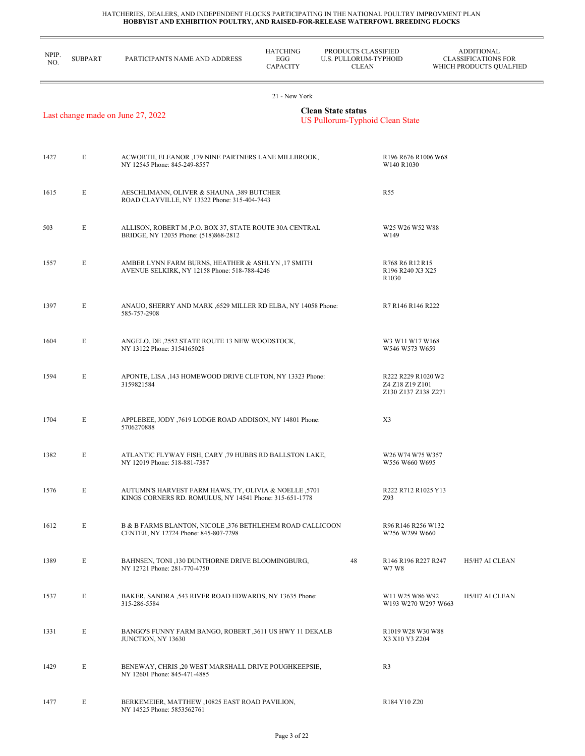HATCHERIES, DEALERS, AND INDEPENDENT FLOCKS PARTICIPATING IN THE NATIONAL POULTRY IMPROVMENT PLAN
**HOBBYIST AND EXHIBITION POULTRY, AND RAISED-FOR-RELEASE WATERFOWL BREEDING FLOCKS**

21 - New York

Last change made on June 27, 2022

**Clean State status**
US Pullorum-Typhoid Clean State

| NPIP. NO. | SUBPART | PARTICIPANTS NAME AND ADDRESS | HATCHING EGG CAPACITY | PRODUCTS CLASSIFIED U.S. PULLORUM-TYPHOID CLEAN | ADDITIONAL CLASSIFICATIONS FOR WHICH PRODUCTS QUALFIED |
|---|---|---|---|---|---|
| 1427 | E | ACWORTH, ELEANOR ,179 NINE PARTNERS LANE MILLBROOK, NY 12545 Phone: 845-249-8557 | | R196 R676 R1006 W68 W140 R1030 | |
| 1615 | E | AESCHLIMANN, OLIVER & SHAUNA ,389 BUTCHER ROAD CLAYVILLE, NY 13322 Phone: 315-404-7443 | | R55 | |
| 503 | E | ALLISON, ROBERT M ,P.O. BOX 37, STATE ROUTE 30A CENTRAL BRIDGE, NY 12035 Phone: (518)868-2812 | | W25 W26 W52 W88 W149 | |
| 1557 | E | AMBER LYNN FARM BURNS, HEATHER & ASHLYN ,17 SMITH AVENUE SELKIRK, NY 12158 Phone: 518-788-4246 | | R768 R6 R12 R15 R196 R240 X3 X25 R1030 | |
| 1397 | E | ANAUO, SHERRY AND MARK ,6529 MILLER RD ELBA, NY 14058 Phone: 585-757-2908 | | R7 R146 R146 R222 | |
| 1604 | E | ANGELO, DE ,2552 STATE ROUTE 13 NEW WOODSTOCK, NY 13122 Phone: 3154165028 | | W3 W11 W17 W168 W546 W573 W659 | |
| 1594 | E | APONTE, LISA ,143 HOMEWOOD DRIVE CLIFTON, NY 13323 Phone: 3159821584 | | R222 R229 R1020 W2 Z4 Z18 Z19 Z101 Z130 Z137 Z138 Z271 | |
| 1704 | E | APPLEBEE, JODY ,7619 LODGE ROAD ADDISON, NY 14801 Phone: 5706270888 | | X3 | |
| 1382 | E | ATLANTIC FLYWAY FISH, CARY ,79 HUBBS RD BALLSTON LAKE, NY 12019 Phone: 518-881-7387 | | W26 W74 W75 W357 W556 W660 W695 | |
| 1576 | E | AUTUMN'S HARVEST FARM HAWS, TY, OLIVIA & NOELLE ,5701 KINGS CORNERS RD. ROMULUS, NY 14541 Phone: 315-651-1778 | | R222 R712 R1025 Y13 Z93 | |
| 1612 | E | B & B FARMS BLANTON, NICOLE ,376 BETHLEHEM ROAD CALLICOON CENTER, NY 12724 Phone: 845-807-7298 | | R96 R146 R256 W132 W256 W299 W660 | |
| 1389 | E | BAHNSEN, TONI ,130 DUNTHORNE DRIVE BLOOMINGBURG, NY 12721 Phone: 281-770-4750 | 48 | R146 R196 R227 R247 W7 W8 | H5/H7 AI CLEAN |
| 1537 | E | BAKER, SANDRA ,543 RIVER ROAD EDWARDS, NY 13635 Phone: 315-286-5584 | | W11 W25 W86 W92 W193 W270 W297 W663 | H5/H7 AI CLEAN |
| 1331 | E | BANGO'S FUNNY FARM BANGO, ROBERT ,3611 US HWY 11 DEKALB JUNCTION, NY 13630 | | R1019 W28 W30 W88 X3 X10 Y3 Z204 | |
| 1429 | E | BENEWAY, CHRIS ,20 WEST MARSHALL DRIVE POUGHKEEPSIE, NY 12601 Phone: 845-471-4885 | | R3 | |
| 1477 | E | BERKEMEIER, MATTHEW ,10825 EAST ROAD PAVILION, NY 14525 Phone: 5853562761 | | R184 Y10 Z20 | |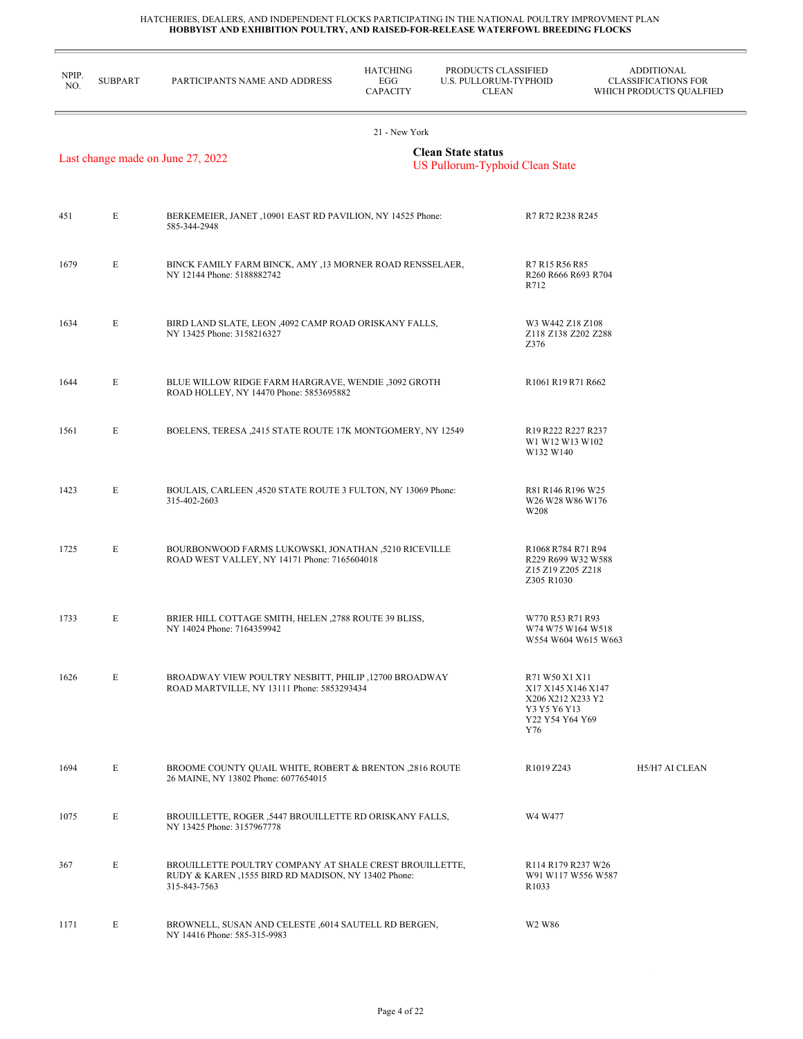HATCHERIES, DEALERS, AND INDEPENDENT FLOCKS PARTICIPATING IN THE NATIONAL POULTRY IMPROVMENT PLAN
**HOBBYIST AND EXHIBITION POULTRY, AND RAISED-FOR-RELEASE WATERFOWL BREEDING FLOCKS**

21 - New York

Last change made on June 27, 2022

**Clean State status**
US Pullorum-Typhoid Clean State

| NPIP. NO. | SUBPART | PARTICIPANTS NAME AND ADDRESS | HATCHING EGG CAPACITY | PRODUCTS CLASSIFIED U.S. PULLORUM-TYPHOID CLEAN | ADDITIONAL CLASSIFICATIONS FOR WHICH PRODUCTS QUALFIED |
|---|---|---|---|---|---|
| 451 | E | BERKEMEIER, JANET ,10901 EAST RD PAVILION, NY 14525 Phone: 585-344-2948 | | R7 R72 R238 R245 | |
| 1679 | E | BINCK FAMILY FARM BINCK, AMY ,13 MORNER ROAD RENSSELAER, NY 12144 Phone: 5188882742 | | R7 R15 R56 R85 R260 R666 R693 R704 R712 | |
| 1634 | E | BIRD LAND SLATE, LEON ,4092 CAMP ROAD ORISKANY FALLS, NY 13425 Phone: 3158216327 | | W3 W442 Z18 Z108 Z118 Z138 Z202 Z288 Z376 | |
| 1644 | E | BLUE WILLOW RIDGE FARM HARGRAVE, WENDIE ,3092 GROTH ROAD HOLLEY, NY 14470 Phone: 5853695882 | | R1061 R19 R71 R662 | |
| 1561 | E | BOELENS, TERESA ,2415 STATE ROUTE 17K MONTGOMERY, NY 12549 | | R19 R222 R227 R237 W1 W12 W13 W102 W132 W140 | |
| 1423 | E | BOULAIS, CARLEEN ,4520 STATE ROUTE 3 FULTON, NY 13069 Phone: 315-402-2603 | | R81 R146 R196 W25 W26 W28 W86 W176 W208 | |
| 1725 | E | BOURBONWOOD FARMS LUKOWSKI, JONATHAN ,5210 RICEVILLE ROAD WEST VALLEY, NY 14171 Phone: 7165604018 | | R1068 R784 R71 R94 R229 R699 W32 W588 Z15 Z19 Z205 Z218 Z305 R1030 | |
| 1733 | E | BRIER HILL COTTAGE SMITH, HELEN ,2788 ROUTE 39 BLISS, NY 14024 Phone: 7164359942 | | W770 R53 R71 R93 W74 W75 W164 W518 W554 W604 W615 W663 | |
| 1626 | E | BROADWAY VIEW POULTRY NESBITT, PHILIP ,12700 BROADWAY ROAD MARTVILLE, NY 13111 Phone: 5853293434 | | R71 W50 X1 X11 X17 X145 X146 X147 X206 X212 X233 Y2 Y3 Y5 Y6 Y13 Y22 Y54 Y64 Y69 Y76 | |
| 1694 | E | BROOME COUNTY QUAIL WHITE, ROBERT & BRENTON ,2816 ROUTE 26 MAINE, NY 13802 Phone: 6077654015 | | R1019 Z243 | H5/H7 AI CLEAN |
| 1075 | E | BROUILLETTE, ROGER ,5447 BROUILLETTE RD ORISKANY FALLS, NY 13425 Phone: 3157967778 | | W4 W477 | |
| 367 | E | BROUILLETTE POULTRY COMPANY AT SHALE CREST BROUILLETTE, RUDY & KAREN ,1555 BIRD RD MADISON, NY 13402 Phone: 315-843-7563 | | R114 R179 R237 W26 W91 W117 W556 W587 R1033 | |
| 1171 | E | BROWNELL, SUSAN AND CELESTE ,6014 SAUTELL RD BERGEN, NY 14416 Phone: 585-315-9983 | | W2 W86 | |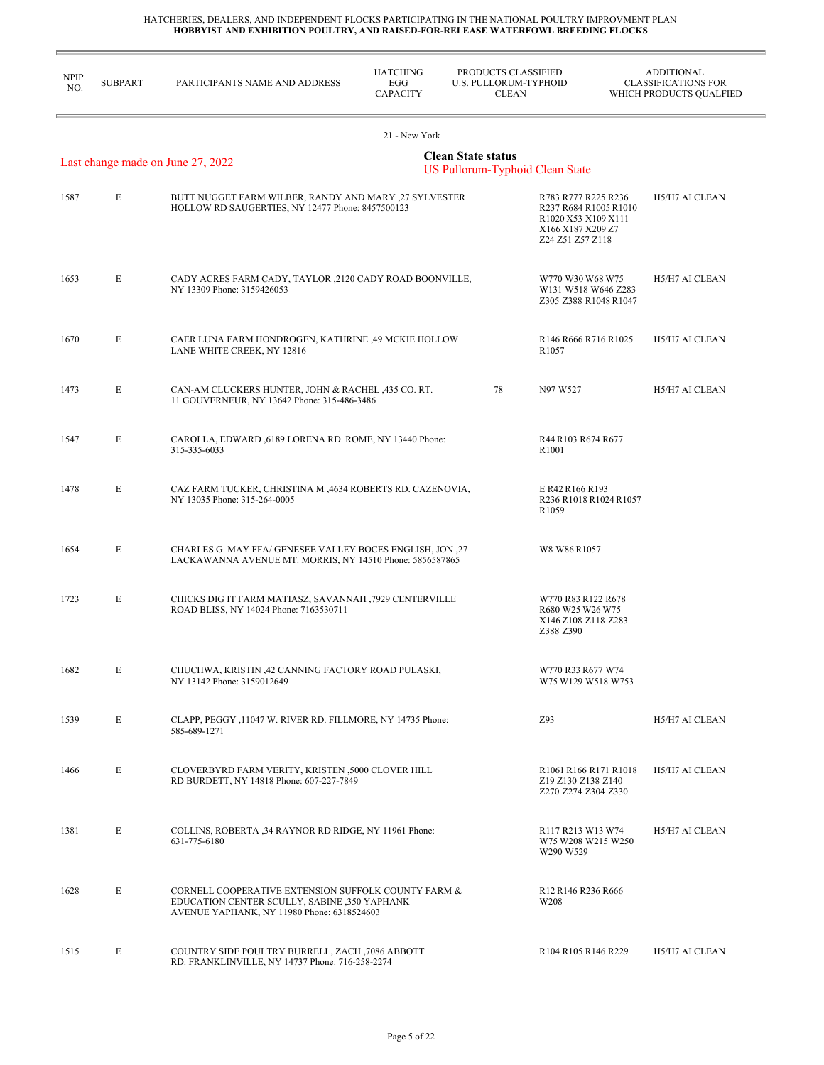HATCHERIES, DEALERS, AND INDEPENDENT FLOCKS PARTICIPATING IN THE NATIONAL POULTRY IMPROVMENT PLAN
**HOBBYIST AND EXHIBITION POULTRY, AND RAISED-FOR-RELEASE WATERFOWL BREEDING FLOCKS**

21 - New York

Last change made on June 27, 2022

**Clean State status**
US Pullorum-Typhoid Clean State

| NPIP. NO. | SUBPART | PARTICIPANTS NAME AND ADDRESS | HATCHING EGG CAPACITY | PRODUCTS CLASSIFIED U.S. PULLORUM-TYPHOID CLEAN | ADDITIONAL CLASSIFICATIONS FOR WHICH PRODUCTS QUALFIED |
|---|---|---|---|---|---|
| 1587 | E | BUTT NUGGET FARM WILBER, RANDY AND MARY ,27 SYLVESTER HOLLOW RD SAUGERTIES, NY 12477 Phone: 8457500123 | | R783 R777 R225 R236 R237 R684 R1005 R1010 R1020 X53 X109 X111 X166 X187 X209 Z7 Z24 Z51 Z57 Z118 | H5/H7 AI CLEAN |
| 1653 | E | CADY ACRES FARM CADY, TAYLOR ,2120 CADY ROAD BOONVILLE, NY 13309 Phone: 3159426053 | | W770 W30 W68 W75 W131 W518 W646 Z283 Z305 Z388 R1048 R1047 | H5/H7 AI CLEAN |
| 1670 | E | CAER LUNA FARM HONDROGEN, KATHRINE ,49 MCKIE HOLLOW LANE WHITE CREEK, NY 12816 | | R146 R666 R716 R1025 R1057 | H5/H7 AI CLEAN |
| 1473 | E | CAN-AM CLUCKERS HUNTER, JOHN & RACHEL ,435 CO. RT. 11 GOUVERNEUR, NY 13642 Phone: 315-486-3486 | 78 | N97 W527 | H5/H7 AI CLEAN |
| 1547 | E | CAROLLA, EDWARD ,6189 LORENA RD. ROME, NY 13440 Phone: 315-335-6033 | | R44 R103 R674 R677 R1001 | |
| 1478 | E | CAZ FARM TUCKER, CHRISTINA M ,4634 ROBERTS RD. CAZENOVIA, NY 13035 Phone: 315-264-0005 | | E R42 R166 R193 R236 R1018 R1024 R1057 R1059 | |
| 1654 | E | CHARLES G. MAY FFA/ GENESEE VALLEY BOCES ENGLISH, JON ,27 LACKAWANNA AVENUE MT. MORRIS, NY 14510 Phone: 5856587865 | | W8 W86 R1057 | |
| 1723 | E | CHICKS DIG IT FARM MATIASZ, SAVANNAH ,7929 CENTERVILLE ROAD BLISS, NY 14024 Phone: 7163530711 | | W770 R83 R122 R678 R680 W25 W26 W75 X146 Z108 Z118 Z283 Z388 Z390 | |
| 1682 | E | CHUCHWA, KRISTIN ,42 CANNING FACTORY ROAD PULASKI, NY 13142 Phone: 3159012649 | | W770 R33 R677 W74 W75 W129 W518 W753 | |
| 1539 | E | CLAPP, PEGGY ,11047 W. RIVER RD. FILLMORE, NY 14735 Phone: 585-689-1271 | | Z93 | H5/H7 AI CLEAN |
| 1466 | E | CLOVERBYRD FARM VERITY, KRISTEN ,5000 CLOVER HILL RD BURDETT, NY 14818 Phone: 607-227-7849 | | R1061 R166 R171 R1018 Z19 Z130 Z138 Z140 Z270 Z274 Z304 Z330 | H5/H7 AI CLEAN |
| 1381 | E | COLLINS, ROBERTA ,34 RAYNOR RD RIDGE, NY 11961 Phone: 631-775-6180 | | R117 R213 W13 W74 W75 W208 W215 W250 W290 W529 | H5/H7 AI CLEAN |
| 1628 | E | CORNELL COOPERATIVE EXTENSION SUFFOLK COUNTY FARM & EDUCATION CENTER SCULLY, SABINE ,350 YAPHANK AVENUE YAPHANK, NY 11980 Phone: 6318524603 | | R12 R146 R236 R666 W208 | |
| 1515 | E | COUNTRY SIDE POULTRY BURRELL, ZACH ,7086 ABBOTT RD. FRANKLINVILLE, NY 14737 Phone: 716-258-2274 | | R104 R105 R146 R229 | H5/H7 AI CLEAN |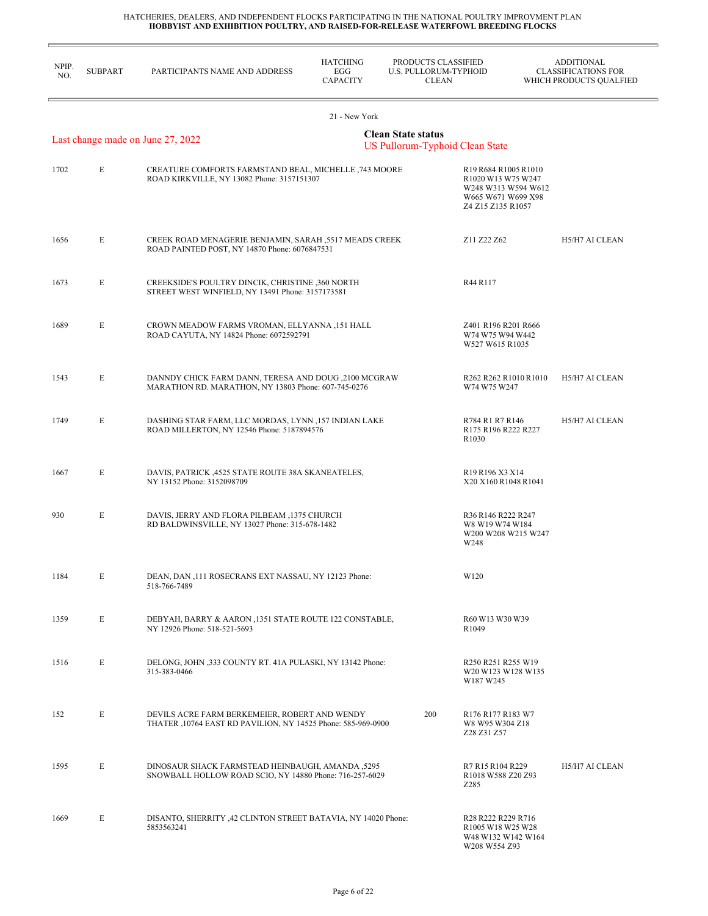HATCHERIES, DEALERS, AND INDEPENDENT FLOCKS PARTICIPATING IN THE NATIONAL POULTRY IMPROVMENT PLAN
**HOBBYIST AND EXHIBITION POULTRY, AND RAISED-FOR-RELEASE WATERFOWL BREEDING FLOCKS**

21 - New York

Last change made on June 27, 2022

**Clean State status**
US Pullorum-Typhoid Clean State

| NPIP. NO. | SUBPART | PARTICIPANTS NAME AND ADDRESS | HATCHING EGG CAPACITY | PRODUCTS CLASSIFIED U.S. PULLORUM-TYPHOID CLEAN | ADDITIONAL CLASSIFICATIONS FOR WHICH PRODUCTS QUALFIED |
|---|---|---|---|---|---|
| 1702 | E | CREATURE COMFORTS FARMSTAND BEAL, MICHELLE ,743 MOORE ROAD KIRKVILLE, NY 13082 Phone: 3157151307 | | R19 R684 R1005 R1010 R1020 W13 W75 W247 W248 W313 W594 W612 W665 W671 W699 X98 Z4 Z15 Z135 R1057 | |
| 1656 | E | CREEK ROAD MENAGERIE BENJAMIN, SARAH ,5517 MEADS CREEK ROAD PAINTED POST, NY 14870 Phone: 6076847531 | | Z11 Z22 Z62 | H5/H7 AI CLEAN |
| 1673 | E | CREEKSIDE'S POULTRY DINCIK, CHRISTINE ,360 NORTH STREET WEST WINFIELD, NY 13491 Phone: 3157173581 | | R44 R117 | |
| 1689 | E | CROWN MEADOW FARMS VROMAN, ELLYANNA ,151 HALL ROAD CAYUTA, NY 14824 Phone: 6072592791 | | Z401 R196 R201 R666 W74 W75 W94 W442 W527 W615 R1035 | |
| 1543 | E | DANNDY CHICK FARM DANN, TERESA AND DOUG ,2100 MCGRAW MARATHON RD. MARATHON, NY 13803 Phone: 607-745-0276 | | R262 R262 R1010 R1010 W74 W75 W247 | H5/H7 AI CLEAN |
| 1749 | E | DASHING STAR FARM, LLC MORDAS, LYNN ,157 INDIAN LAKE ROAD MILLERTON, NY 12546 Phone: 5187894576 | | R784 R1 R7 R146 R175 R196 R222 R227 R1030 | H5/H7 AI CLEAN |
| 1667 | E | DAVIS, PATRICK ,4525 STATE ROUTE 38A SKANEATELES, NY 13152 Phone: 3152098709 | | R19 R196 X3 X14 X20 X160 R1048 R1041 | |
| 930 | E | DAVIS, JERRY AND FLORA PILBEAM ,1375 CHURCH RD BALDWINSVILLE, NY 13027 Phone: 315-678-1482 | | R36 R146 R222 R247 W8 W19 W74 W184 W200 W208 W215 W247 W248 | |
| 1184 | E | DEAN, DAN ,111 ROSECRANS EXT NASSAU, NY 12123 Phone: 518-766-7489 | | W120 | |
| 1359 | E | DEBYAH, BARRY & AARON ,1351 STATE ROUTE 122 CONSTABLE, NY 12926 Phone: 518-521-5693 | | R60 W13 W30 W39 R1049 | |
| 1516 | E | DELONG, JOHN ,333 COUNTY RT. 41A PULASKI, NY 13142 Phone: 315-383-0466 | | R250 R251 R255 W19 W20 W123 W128 W135 W187 W245 | |
| 152 | E | DEVILS ACRE FARM BERKEMEIER, ROBERT AND WENDY THATER ,10764 EAST RD PAVILION, NY 14525 Phone: 585-969-0900 | 200 | R176 R177 R183 W7 W8 W95 W304 Z18 Z28 Z31 Z57 | |
| 1595 | E | DINOSAUR SHACK FARMSTEAD HEINBAUGH, AMANDA ,5295 SNOWBALL HOLLOW ROAD SCIO, NY 14880 Phone: 716-257-6029 | | R7 R15 R104 R229 R1018 W588 Z20 Z93 Z285 | H5/H7 AI CLEAN |
| 1669 | E | DISANTO, SHERRITY ,42 CLINTON STREET BATAVIA, NY 14020 Phone: 5853563241 | | R28 R222 R229 R716 R1005 W18 W25 W28 W48 W132 W142 W164 W208 W554 Z93 | |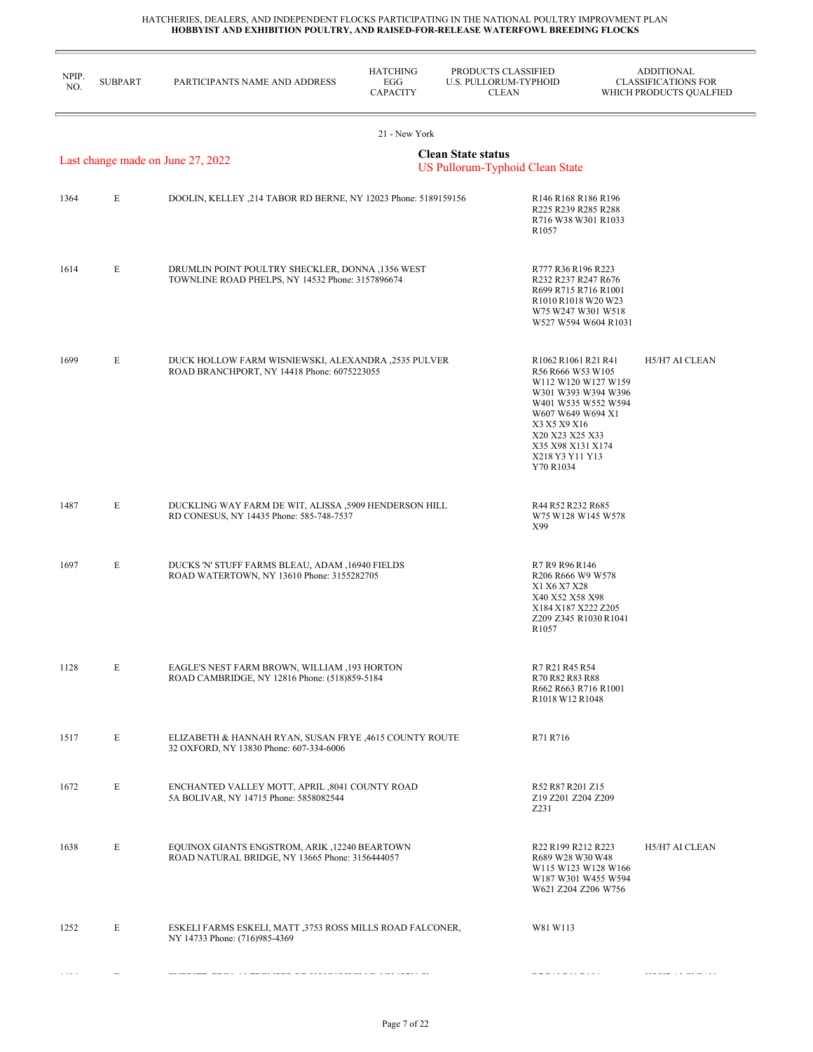HATCHERIES, DEALERS, AND INDEPENDENT FLOCKS PARTICIPATING IN THE NATIONAL POULTRY IMPROVMENT PLAN
**HOBBYIST AND EXHIBITION POULTRY, AND RAISED-FOR-RELEASE WATERFOWL BREEDING FLOCKS**

21 - New York

Last change made on June 27, 2022

**Clean State status**
US Pullorum-Typhoid Clean State

| NPIP. NO. | SUBPART | PARTICIPANTS NAME AND ADDRESS | HATCHING EGG CAPACITY | PRODUCTS CLASSIFIED U.S. PULLORUM-TYPHOID CLEAN | ADDITIONAL CLASSIFICATIONS FOR WHICH PRODUCTS QUALFIED |
|---|---|---|---|---|---|
| 1364 | E | DOOLIN, KELLEY ,214 TABOR RD BERNE, NY 12023 Phone: 5189159156 | | R146 R168 R186 R196 R225 R239 R285 R288 R716 W38 W301 R1033 R1057 | |
| 1614 | E | DRUMLIN POINT POULTRY SHECKLER, DONNA ,1356 WEST TOWNLINE ROAD PHELPS, NY 14532 Phone: 3157896674 | | R777 R36 R196 R223 R232 R237 R247 R676 R699 R715 R716 R1001 R1010 R1018 W20 W23 W75 W247 W301 W518 W527 W594 W604 R1031 | |
| 1699 | E | DUCK HOLLOW FARM WISNIEWSKI, ALEXANDRA ,2535 PULVER ROAD BRANCHPORT, NY 14418 Phone: 6075223055 | | R1062 R1061 R21 R41 R56 R666 W53 W105 W112 W120 W127 W159 W301 W393 W394 W396 W401 W535 W552 W594 W607 W649 W694 X1 X3 X5 X9 X16 X20 X23 X25 X33 X35 X98 X131 X174 X218 Y3 Y11 Y13 Y70 R1034 | H5/H7 AI CLEAN |
| 1487 | E | DUCKLING WAY FARM DE WIT, ALISSA ,5909 HENDERSON HILL RD CONESUS, NY 14435 Phone: 585-748-7537 | | R44 R52 R232 R685 W75 W128 W145 W578 X99 | |
| 1697 | E | DUCKS 'N' STUFF FARMS BLEAU, ADAM ,16940 FIELDS ROAD WATERTOWN, NY 13610 Phone: 3155282705 | | R7 R9 R96 R146 R206 R666 W9 W578 X1 X6 X7 X28 X40 X52 X58 X98 X184 X187 X222 Z205 Z209 Z345 R1030 R1041 R1057 | |
| 1128 | E | EAGLE'S NEST FARM BROWN, WILLIAM ,193 HORTON ROAD CAMBRIDGE, NY 12816 Phone: (518)859-5184 | | R7 R21 R45 R54 R70 R82 R83 R88 R662 R663 R716 R1001 R1018 W12 R1048 | |
| 1517 | E | ELIZABETH & HANNAH RYAN, SUSAN FRYE ,4615 COUNTY ROUTE 32 OXFORD, NY 13830 Phone: 607-334-6006 | | R71 R716 | |
| 1672 | E | ENCHANTED VALLEY MOTT, APRIL ,8041 COUNTY ROAD 5A BOLIVAR, NY 14715 Phone: 5858082544 | | R52 R87 R201 Z15 Z19 Z201 Z204 Z209 Z231 | |
| 1638 | E | EQUINOX GIANTS ENGSTROM, ARIK ,12240 BEARTOWN ROAD NATURAL BRIDGE, NY 13665 Phone: 3156444057 | | R22 R199 R212 R223 R689 W28 W30 W48 W115 W123 W128 W166 W187 W301 W455 W594 W621 Z204 Z206 W756 | H5/H7 AI CLEAN |
| 1252 | E | ESKELI FARMS ESKELI, MATT ,3753 ROSS MILLS ROAD FALCONER, NY 14733 Phone: (716)985-4369 | | W81 W113 | |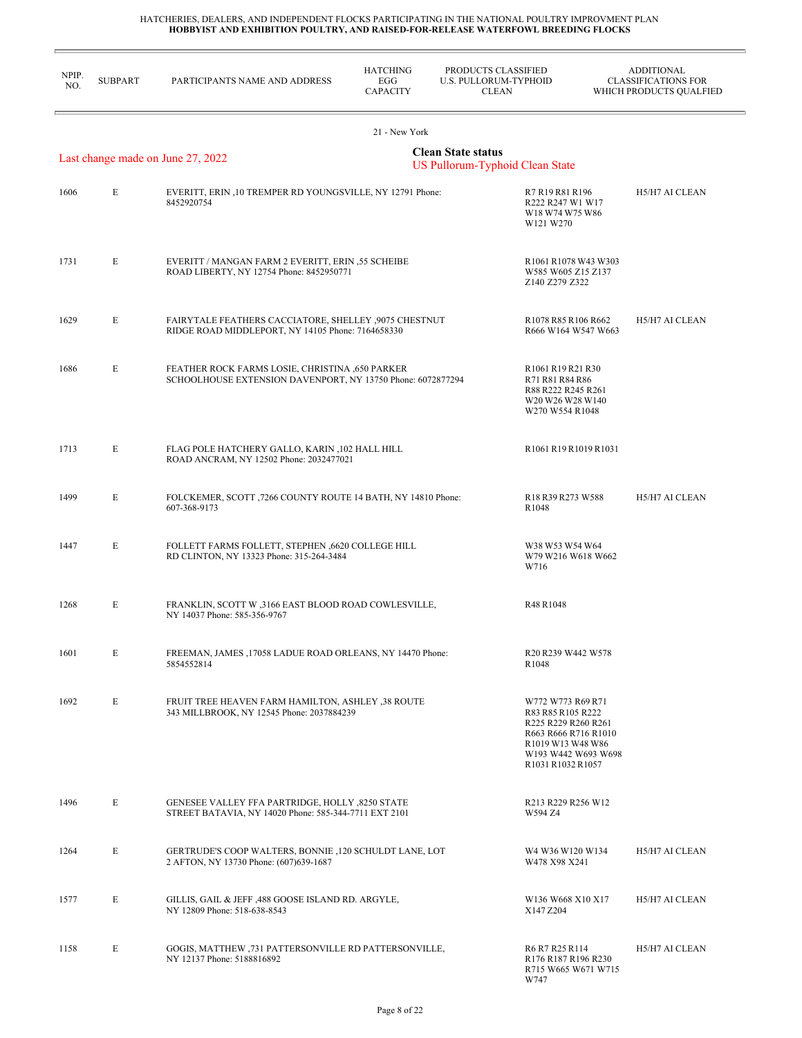HATCHERIES, DEALERS, AND INDEPENDENT FLOCKS PARTICIPATING IN THE NATIONAL POULTRY IMPROVMENT PLAN
**HOBBYIST AND EXHIBITION POULTRY, AND RAISED-FOR-RELEASE WATERFOWL BREEDING FLOCKS**

21 - New York

Last change made on June 27, 2022

**Clean State status**
US Pullorum-Typhoid Clean State

| NPIP. NO. | SUBPART | PARTICIPANTS NAME AND ADDRESS | HATCHING EGG CAPACITY | PRODUCTS CLASSIFIED U.S. PULLORUM-TYPHOID CLEAN | ADDITIONAL CLASSIFICATIONS FOR WHICH PRODUCTS QUALFIED |
|---|---|---|---|---|---|
| 1606 | E | EVERITT, ERIN ,10 TREMPER RD YOUNGSVILLE, NY 12791 Phone: 8452920754 | | R7 R19 R81 R196 R222 R247 W1 W17 W18 W74 W75 W86 W121 W270 | H5/H7 AI CLEAN |
| 1731 | E | EVERITT / MANGAN FARM 2 EVERITT, ERIN ,55 SCHEIBE ROAD LIBERTY, NY 12754 Phone: 8452950771 | | R1061 R1078 W43 W303 W585 W605 Z15 Z137 Z140 Z279 Z322 | |
| 1629 | E | FAIRYTALE FEATHERS CACCIATORE, SHELLEY ,9075 CHESTNUT RIDGE ROAD MIDDLEPORT, NY 14105 Phone: 7164658330 | | R1078 R85 R106 R662 R666 W164 W547 W663 | H5/H7 AI CLEAN |
| 1686 | E | FEATHER ROCK FARMS LOSIE, CHRISTINA ,650 PARKER SCHOOLHOUSE EXTENSION DAVENPORT, NY 13750 Phone: 6072877294 | | R1061 R19 R21 R30 R71 R81 R84 R86 R88 R222 R245 R261 W20 W26 W28 W140 W270 W554 R1048 | |
| 1713 | E | FLAG POLE HATCHERY GALLO, KARIN ,102 HALL HILL ROAD ANCRAM, NY 12502 Phone: 2032477021 | | R1061 R19 R1019 R1031 | |
| 1499 | E | FOLCKEMER, SCOTT ,7266 COUNTY ROUTE 14 BATH, NY 14810 Phone: 607-368-9173 | | R18 R39 R273 W588 R1048 | H5/H7 AI CLEAN |
| 1447 | E | FOLLETT FARMS FOLLETT, STEPHEN ,6620 COLLEGE HILL RD CLINTON, NY 13323 Phone: 315-264-3484 | | W38 W53 W54 W64 W79 W216 W618 W662 W716 | |
| 1268 | E | FRANKLIN, SCOTT W ,3166 EAST BLOOD ROAD COWLESVILLE, NY 14037 Phone: 585-356-9767 | | R48 R1048 | |
| 1601 | E | FREEMAN, JAMES ,17058 LADUE ROAD ORLEANS, NY 14470 Phone: 5854552814 | | R20 R239 W442 W578 R1048 | |
| 1692 | E | FRUIT TREE HEAVEN FARM HAMILTON, ASHLEY ,38 ROUTE 343 MILLBROOK, NY 12545 Phone: 2037884239 | | W772 W773 R69 R71 R83 R85 R105 R222 R225 R229 R260 R261 R663 R666 R716 R1010 R1019 W13 W48 W86 W193 W442 W693 W698 R1031 R1032 R1057 | |
| 1496 | E | GENESEE VALLEY FFA PARTRIDGE, HOLLY ,8250 STATE STREET BATAVIA, NY 14020 Phone: 585-344-7711 EXT 2101 | | R213 R229 R256 W12 W594 Z4 | |
| 1264 | E | GERTRUDE'S COOP WALTERS, BONNIE ,120 SCHULDT LANE, LOT 2 AFTON, NY 13730 Phone: (607)639-1687 | | W4 W36 W120 W134 W478 X98 X241 | H5/H7 AI CLEAN |
| 1577 | E | GILLIS, GAIL & JEFF ,488 GOOSE ISLAND RD. ARGYLE, NY 12809 Phone: 518-638-8543 | | W136 W668 X10 X17 X147 Z204 | H5/H7 AI CLEAN |
| 1158 | E | GOGIS, MATTHEW ,731 PATTERSONVILLE RD PATTERSONVILLE, NY 12137 Phone: 5188816892 | | R6 R7 R25 R114 R176 R187 R196 R230 R715 W665 W671 W715 W747 | H5/H7 AI CLEAN |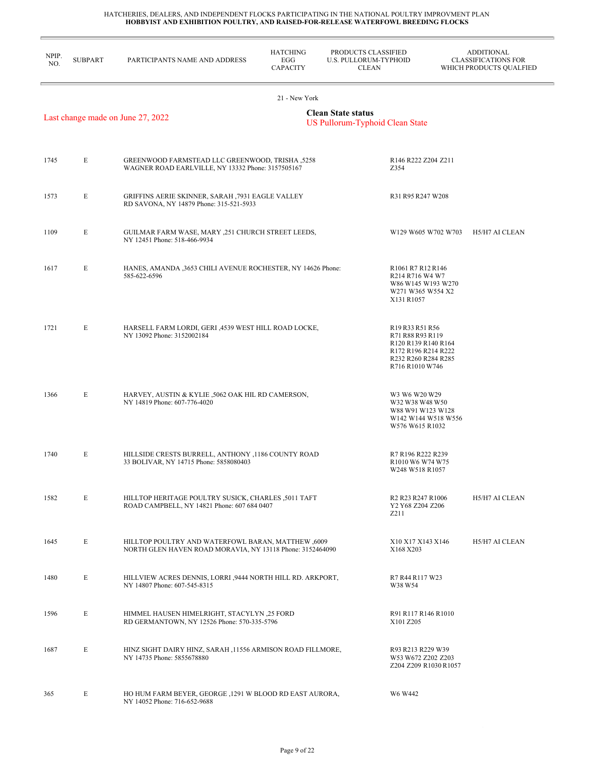HATCHERIES, DEALERS, AND INDEPENDENT FLOCKS PARTICIPATING IN THE NATIONAL POULTRY IMPROVMENT PLAN
**HOBBYIST AND EXHIBITION POULTRY, AND RAISED-FOR-RELEASE WATERFOWL BREEDING FLOCKS**

21 - New York

Last change made on June 27, 2022

**Clean State status**
US Pullorum-Typhoid Clean State

| NPIP. NO. | SUBPART | PARTICIPANTS NAME AND ADDRESS | HATCHING EGG CAPACITY | PRODUCTS CLASSIFIED U.S. PULLORUM-TYPHOID CLEAN | ADDITIONAL CLASSIFICATIONS FOR WHICH PRODUCTS QUALFIED |
|---|---|---|---|---|---|
| 1745 | E | GREENWOOD FARMSTEAD LLC GREENWOOD, TRISHA ,5258 WAGNER ROAD EARLVILLE, NY 13332 Phone: 3157505167 | | R146 R222 Z204 Z211 Z354 | |
| 1573 | E | GRIFFINS AERIE SKINNER, SARAH ,7931 EAGLE VALLEY RD SAVONA, NY 14879 Phone: 315-521-5933 | | R31 R95 R247 W208 | |
| 1109 | E | GUILMAR FARM WASE, MARY ,251 CHURCH STREET LEEDS, NY 12451 Phone: 518-466-9934 | | W129 W605 W702 W703 | H5/H7 AI CLEAN |
| 1617 | E | HANES, AMANDA ,3653 CHILI AVENUE ROCHESTER, NY 14626 Phone: 585-622-6596 | | R1061 R7 R12 R146 R214 R716 W4 W7 W86 W145 W193 W270 W271 W365 W554 X2 X131 R1057 | |
| 1721 | E | HARSELL FARM LORDI, GERI ,4539 WEST HILL ROAD LOCKE, NY 13092 Phone: 3152002184 | | R19 R33 R51 R56 R71 R88 R93 R119 R120 R139 R140 R164 R172 R196 R214 R222 R232 R260 R284 R285 R716 R1010 W746 | |
| 1366 | E | HARVEY, AUSTIN & KYLIE ,5062 OAK HIL RD CAMERSON, NY 14819 Phone: 607-776-4020 | | W3 W6 W20 W29 W32 W38 W48 W50 W88 W91 W123 W128 W142 W144 W518 W556 W576 W615 R1032 | |
| 1740 | E | HILLSIDE CRESTS BURRELL, ANTHONY ,1186 COUNTY ROAD 33 BOLIVAR, NY 14715 Phone: 5858080403 | | R7 R196 R222 R239 R1010 W6 W74 W75 W248 W518 R1057 | |
| 1582 | E | HILLTOP HERITAGE POULTRY SUSICK, CHARLES ,5011 TAFT ROAD CAMPBELL, NY 14821 Phone: 607 684 0407 | | R2 R23 R247 R1006 Y2 Y68 Z204 Z206 Z211 | H5/H7 AI CLEAN |
| 1645 | E | HILLTOP POULTRY AND WATERFOWL BARAN, MATTHEW ,6009 NORTH GLEN HAVEN ROAD MORAVIA, NY 13118 Phone: 3152464090 | | X10 X17 X143 X146 X168 X203 | H5/H7 AI CLEAN |
| 1480 | E | HILLVIEW ACRES DENNIS, LORRI ,9444 NORTH HILL RD. ARKPORT, NY 14807 Phone: 607-545-8315 | | R7 R44 R117 W23 W38 W54 | |
| 1596 | E | HIMMEL HAUSEN HIMELRIGHT, STACYLYN ,25 FORD RD GERMANTOWN, NY 12526 Phone: 570-335-5796 | | R91 R117 R146 R1010 X101 Z205 | |
| 1687 | E | HINZ SIGHT DAIRY HINZ, SARAH ,11556 ARMISON ROAD FILLMORE, NY 14735 Phone: 5855678880 | | R93 R213 R229 W39 W53 W672 Z202 Z203 Z204 Z209 R1030 R1057 | |
| 365 | E | HO HUM FARM BEYER, GEORGE ,1291 W BLOOD RD EAST AURORA, NY 14052 Phone: 716-652-9688 | | W6 W442 | |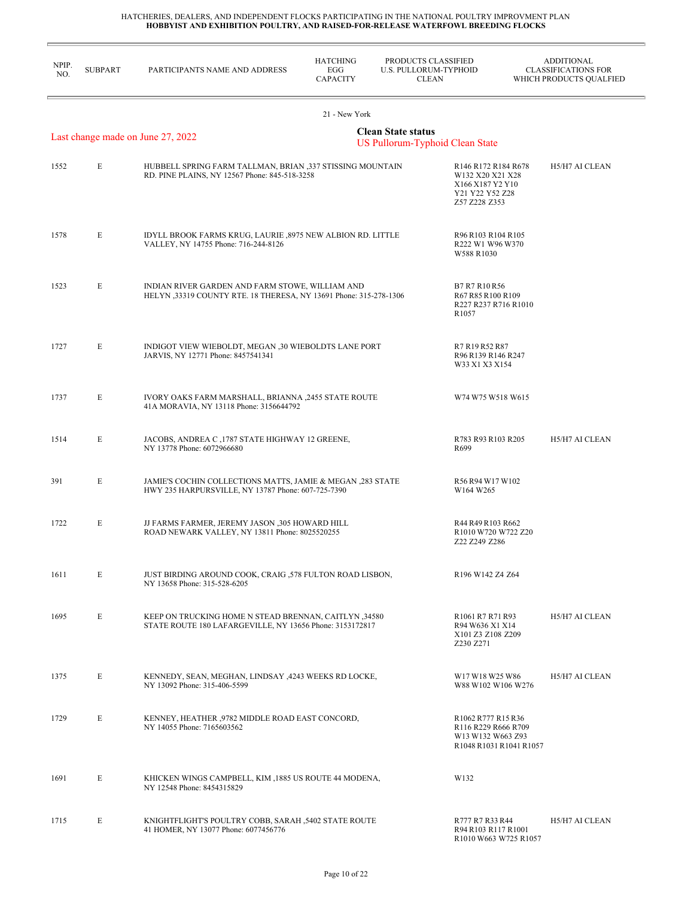HATCHERIES, DEALERS, AND INDEPENDENT FLOCKS PARTICIPATING IN THE NATIONAL POULTRY IMPROVMENT PLAN
**HOBBYIST AND EXHIBITION POULTRY, AND RAISED-FOR-RELEASE WATERFOWL BREEDING FLOCKS**

## 21 - New York

Last change made on June 27, 2022

**Clean State status**
US Pullorum-Typhoid Clean State

| NPIP. NO. | SUBPART | PARTICIPANTS NAME AND ADDRESS | HATCHING EGG CAPACITY | PRODUCTS CLASSIFIED U.S. PULLORUM-TYPHOID CLEAN | ADDITIONAL CLASSIFICATIONS FOR WHICH PRODUCTS QUALFIED |
|---|---|---|---|---|---|
| 1552 | E | HUBBELL SPRING FARM TALLMAN, BRIAN ,337 STISSING MOUNTAIN RD. PINE PLAINS, NY 12567 Phone: 845-518-3258 | | R146 R172 R184 R678 W132 X20 X21 X28 X166 X187 Y2 Y10 Y21 Y22 Y52 Z28 Z57 Z228 Z353 | H5/H7 AI CLEAN |
| 1578 | E | IDYLL BROOK FARMS KRUG, LAURIE ,8975 NEW ALBION RD. LITTLE VALLEY, NY 14755 Phone: 716-244-8126 | | R96 R103 R104 R105 R222 W1 W96 W370 W588 R1030 | |
| 1523 | E | INDIAN RIVER GARDEN AND FARM STOWE, WILLIAM AND HELYN ,33319 COUNTY RTE. 18 THERESA, NY 13691 Phone: 315-278-1306 | | B7 R7 R10 R56 R67 R85 R100 R109 R227 R237 R716 R1010 R1057 | |
| 1727 | E | INDIGOT VIEW WIEBOLDT, MEGAN ,30 WIEBOLDTS LANE PORT JARVIS, NY 12771 Phone: 8457541341 | | R7 R19 R52 R87 R96 R139 R146 R247 W33 X1 X3 X154 | |
| 1737 | E | IVORY OAKS FARM MARSHALL, BRIANNA ,2455 STATE ROUTE 41A MORAVIA, NY 13118 Phone: 3156644792 | | W74 W75 W518 W615 | |
| 1514 | E | JACOBS, ANDREA C ,1787 STATE HIGHWAY 12 GREENE, NY 13778 Phone: 6072966680 | | R783 R93 R103 R205 R699 | H5/H7 AI CLEAN |
| 391 | E | JAMIE'S COCHIN COLLECTIONS MATTS, JAMIE & MEGAN ,283 STATE HWY 235 HARPURSVILLE, NY 13787 Phone: 607-725-7390 | | R56 R94 W17 W102 W164 W265 | |
| 1722 | E | JJ FARMS FARMER, JEREMY JASON ,305 HOWARD HILL ROAD NEWARK VALLEY, NY 13811 Phone: 8025520255 | | R44 R49 R103 R662 R1010 W720 W722 Z20 Z22 Z249 Z286 | |
| 1611 | E | JUST BIRDING AROUND COOK, CRAIG ,578 FULTON ROAD LISBON, NY 13658 Phone: 315-528-6205 | | R196 W142 Z4 Z64 | |
| 1695 | E | KEEP ON TRUCKING HOME N STEAD BRENNAN, CAITLYN ,34580 STATE ROUTE 180 LAFARGEVILLE, NY 13656 Phone: 3153172817 | | R1061 R7 R71 R93 R94 W636 X1 X14 X101 Z3 Z108 Z209 Z230 Z271 | H5/H7 AI CLEAN |
| 1375 | E | KENNEDY, SEAN, MEGHAN, LINDSAY ,4243 WEEKS RD LOCKE, NY 13092 Phone: 315-406-5599 | | W17 W18 W25 W86 W88 W102 W106 W276 | H5/H7 AI CLEAN |
| 1729 | E | KENNEY, HEATHER ,9782 MIDDLE ROAD EAST CONCORD, NY 14055 Phone: 7165603562 | | R1062 R777 R15 R36 R116 R229 R666 R709 W13 W132 W663 Z93 R1048 R1031 R1041 R1057 | |
| 1691 | E | KHICKEN WINGS CAMPBELL, KIM ,1885 US ROUTE 44 MODENA, NY 12548 Phone: 8454315829 | | W132 | |
| 1715 | E | KNIGHTFLIGHT'S POULTRY COBB, SARAH ,5402 STATE ROUTE 41 HOMER, NY 13077 Phone: 6077456776 | | R777 R7 R33 R44 R94 R103 R117 R1001 R1010 W663 W725 R1057 | H5/H7 AI CLEAN |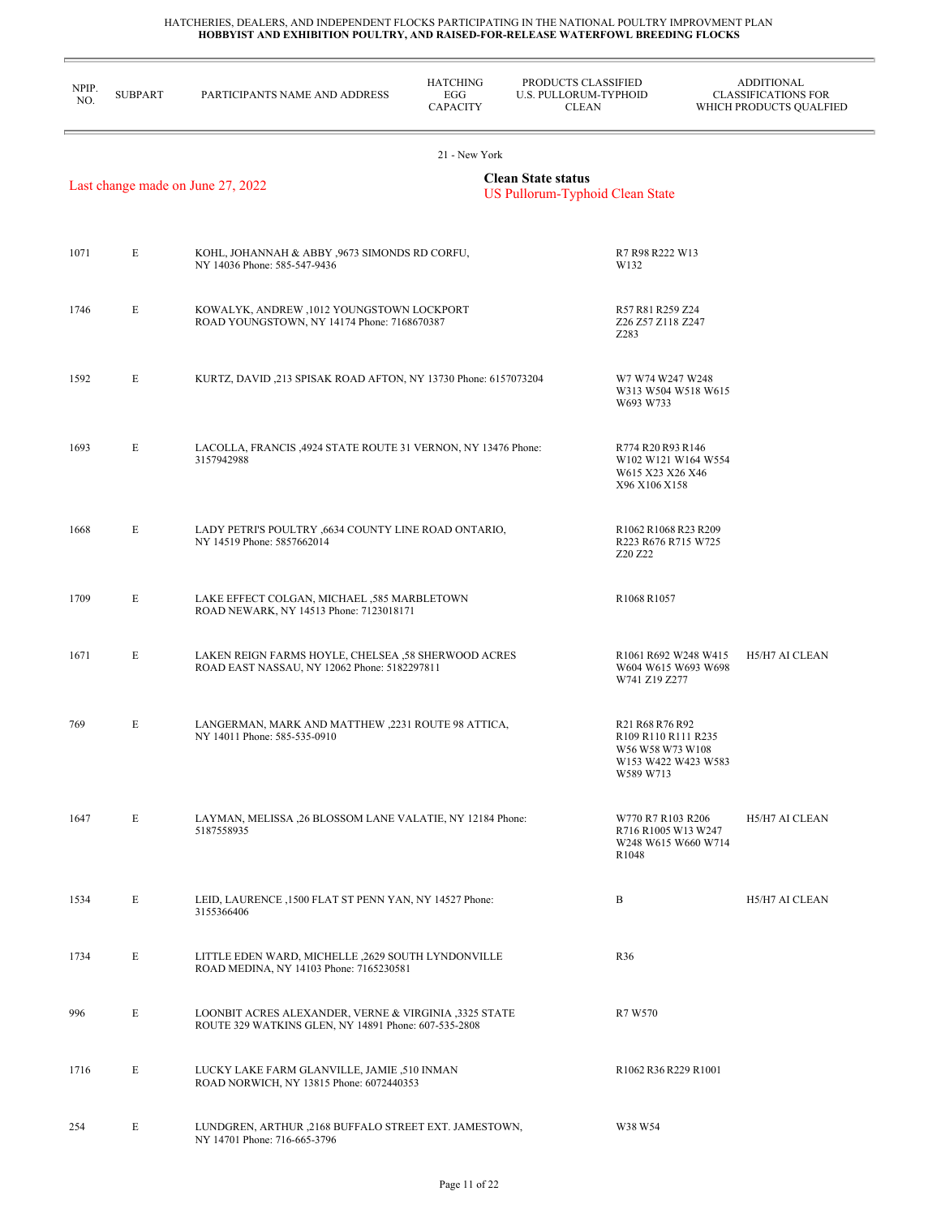HATCHERIES, DEALERS, AND INDEPENDENT FLOCKS PARTICIPATING IN THE NATIONAL POULTRY IMPROVMENT PLAN
**HOBBYIST AND EXHIBITION POULTRY, AND RAISED-FOR-RELEASE WATERFOWL BREEDING FLOCKS**

21 - New York

Last change made on June 27, 2022

**Clean State status**
US Pullorum-Typhoid Clean State

| NPIP. NO. | SUBPART | PARTICIPANTS NAME AND ADDRESS | HATCHING EGG CAPACITY | PRODUCTS CLASSIFIED U.S. PULLORUM-TYPHOID CLEAN | ADDITIONAL CLASSIFICATIONS FOR WHICH PRODUCTS QUALFIED |
|---|---|---|---|---|---|
| 1071 | E | KOHL, JOHANNAH & ABBY ,9673 SIMONDS RD CORFU, NY 14036 Phone: 585-547-9436 | | R7 R98 R222 W13 W132 | |
| 1746 | E | KOWALYK, ANDREW ,1012 YOUNGSTOWN LOCKPORT ROAD YOUNGSTOWN, NY 14174 Phone: 7168670387 | | R57 R81 R259 Z24 Z26 Z57 Z118 Z247 Z283 | |
| 1592 | E | KURTZ, DAVID ,213 SPISAK ROAD AFTON, NY 13730 Phone: 6157073204 | | W7 W74 W247 W248 W313 W504 W518 W615 W693 W733 | |
| 1693 | E | LACOLLA, FRANCIS ,4924 STATE ROUTE 31 VERNON, NY 13476 Phone: 3157942988 | | R774 R20 R93 R146 W102 W121 W164 W554 W615 X23 X26 X46 X96 X106 X158 | |
| 1668 | E | LADY PETRI'S POULTRY ,6634 COUNTY LINE ROAD ONTARIO, NY 14519 Phone: 5857662014 | | R1062 R1068 R23 R209 R223 R676 R715 W725 Z20 Z22 | |
| 1709 | E | LAKE EFFECT COLGAN, MICHAEL ,585 MARBLETOWN ROAD NEWARK, NY 14513 Phone: 7123018171 | | R1068 R1057 | |
| 1671 | E | LAKEN REIGN FARMS HOYLE, CHELSEA ,58 SHERWOOD ACRES ROAD EAST NASSAU, NY 12062 Phone: 5182297811 | | R1061 R692 W248 W415 W604 W615 W693 W698 W741 Z19 Z277 | H5/H7 AI CLEAN |
| 769 | E | LANGERMAN, MARK AND MATTHEW ,2231 ROUTE 98 ATTICA, NY 14011 Phone: 585-535-0910 | | R21 R68 R76 R92 R109 R110 R111 R235 W56 W58 W73 W108 W153 W422 W423 W583 W589 W713 | |
| 1647 | E | LAYMAN, MELISSA ,26 BLOSSOM LANE VALATIE, NY 12184 Phone: 5187558935 | | W770 R7 R103 R206 R716 R1005 W13 W247 W248 W615 W660 W714 R1048 | H5/H7 AI CLEAN |
| 1534 | E | LEID, LAURENCE ,1500 FLAT ST PENN YAN, NY 14527 Phone: 3155366406 | | B | H5/H7 AI CLEAN |
| 1734 | E | LITTLE EDEN WARD, MICHELLE ,2629 SOUTH LYNDONVILLE ROAD MEDINA, NY 14103 Phone: 7165230581 | | R36 | |
| 996 | E | LOONBIT ACRES ALEXANDER, VERNE & VIRGINIA ,3325 STATE ROUTE 329 WATKINS GLEN, NY 14891 Phone: 607-535-2808 | | R7 W570 | |
| 1716 | E | LUCKY LAKE FARM GLANVILLE, JAMIE ,510 INMAN ROAD NORWICH, NY 13815 Phone: 6072440353 | | R1062 R36 R229 R1001 | |
| 254 | E | LUNDGREN, ARTHUR ,2168 BUFFALO STREET EXT. JAMESTOWN, NY 14701 Phone: 716-665-3796 | | W38 W54 | |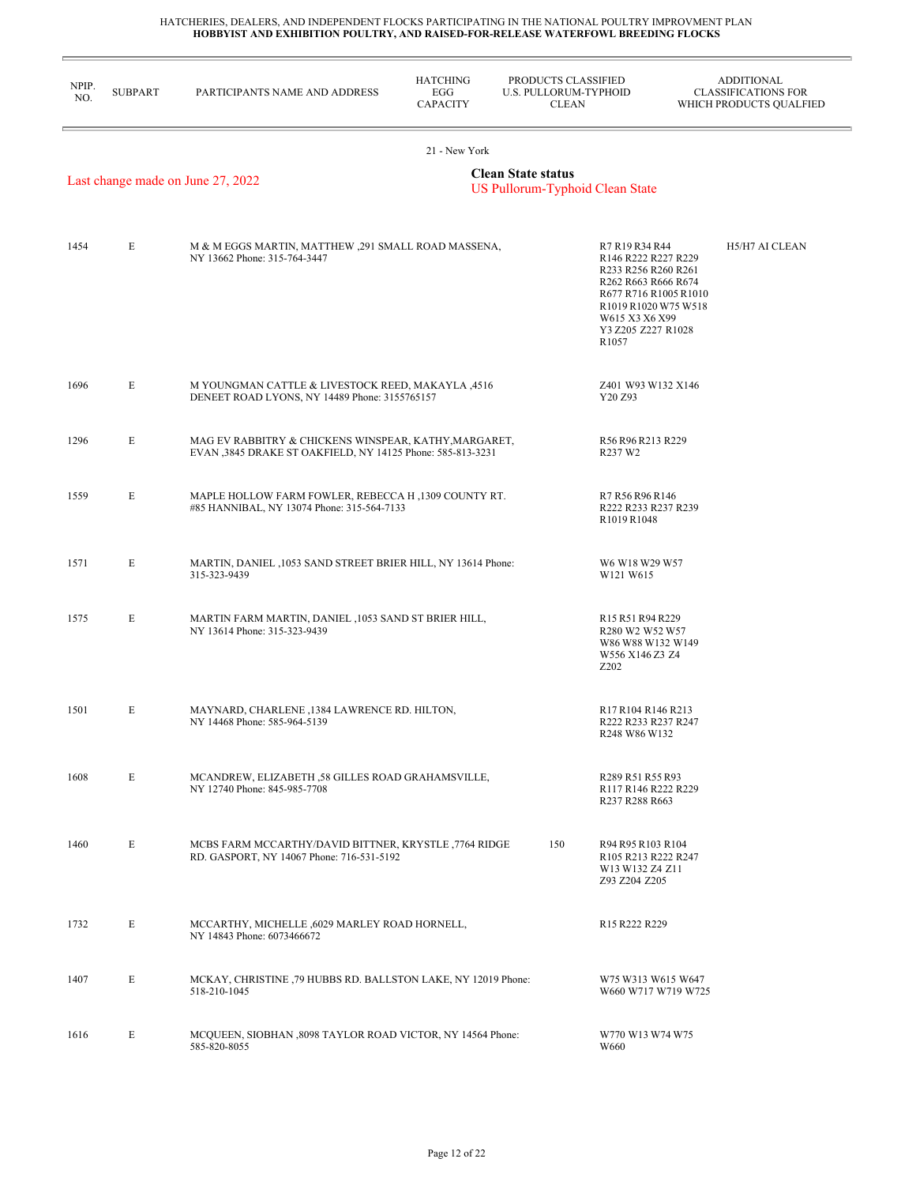HATCHERIES, DEALERS, AND INDEPENDENT FLOCKS PARTICIPATING IN THE NATIONAL POULTRY IMPROVMENT PLAN
**HOBBYIST AND EXHIBITION POULTRY, AND RAISED-FOR-RELEASE WATERFOWL BREEDING FLOCKS**

21 - New York

Last change made on June 27, 2022

**Clean State status**
US Pullorum-Typhoid Clean State

| NPIP. NO. | SUBPART | PARTICIPANTS NAME AND ADDRESS | HATCHING EGG CAPACITY | PRODUCTS CLASSIFIED U.S. PULLORUM-TYPHOID CLEAN | ADDITIONAL CLASSIFICATIONS FOR WHICH PRODUCTS QUALFIED |
|---|---|---|---|---|---|
| 1454 | E | M & M EGGS MARTIN, MATTHEW ,291 SMALL ROAD MASSENA, NY 13662 Phone: 315-764-3447 | | R7 R19 R34 R44 R146 R222 R227 R229 R233 R256 R260 R261 R262 R663 R666 R674 R677 R716 R1005 R1010 R1019 R1020 W75 W518 W615 X3 X6 X99 Y3 Z205 Z227 R1028 R1057 | H5/H7 AI CLEAN |
| 1696 | E | M YOUNGMAN CATTLE & LIVESTOCK REED, MAKAYLA ,4516 DENEET ROAD LYONS, NY 14489 Phone: 3155765157 | | Z401 W93 W132 X146 Y20 Z93 | |
| 1296 | E | MAG EV RABBITRY & CHICKENS WINSPEAR, KATHY,MARGARET, EVAN ,3845 DRAKE ST OAKFIELD, NY 14125 Phone: 585-813-3231 | | R56 R96 R213 R229 R237 W2 | |
| 1559 | E | MAPLE HOLLOW FARM FOWLER, REBECCA H ,1309 COUNTY RT. #85 HANNIBAL, NY 13074 Phone: 315-564-7133 | | R7 R56 R96 R146 R222 R233 R237 R239 R1019 R1048 | |
| 1571 | E | MARTIN, DANIEL ,1053 SAND STREET BRIER HILL, NY 13614 Phone: 315-323-9439 | | W6 W18 W29 W57 W121 W615 | |
| 1575 | E | MARTIN FARM MARTIN, DANIEL ,1053 SAND ST BRIER HILL, NY 13614 Phone: 315-323-9439 | | R15 R51 R94 R229 R280 W2 W52 W57 W86 W88 W132 W149 W556 X146 Z3 Z4 Z202 | |
| 1501 | E | MAYNARD, CHARLENE ,1384 LAWRENCE RD. HILTON, NY 14468 Phone: 585-964-5139 | | R17 R104 R146 R213 R222 R233 R237 R247 R248 W86 W132 | |
| 1608 | E | MCANDREW, ELIZABETH ,58 GILLES ROAD GRAHAMSVILLE, NY 12740 Phone: 845-985-7708 | | R289 R51 R55 R93 R117 R146 R222 R229 R237 R288 R663 | |
| 1460 | E | MCBS FARM MCCARTHY/DAVID BITTNER, KRYSTLE ,7764 RIDGE RD. GASPORT, NY 14067 Phone: 716-531-5192 | 150 | R94 R95 R103 R104 R105 R213 R222 R247 W13 W132 Z4 Z11 Z93 Z204 Z205 | |
| 1732 | E | MCCARTHY, MICHELLE ,6029 MARLEY ROAD HORNELL, NY 14843 Phone: 6073466672 | | R15 R222 R229 | |
| 1407 | E | MCKAY, CHRISTINE ,79 HUBBS RD. BALLSTON LAKE, NY 12019 Phone: 518-210-1045 | | W75 W313 W615 W647 W660 W717 W719 W725 | |
| 1616 | E | MCQUEEN, SIOBHAN ,8098 TAYLOR ROAD VICTOR, NY 14564 Phone: 585-820-8055 | | W770 W13 W74 W75 W660 | |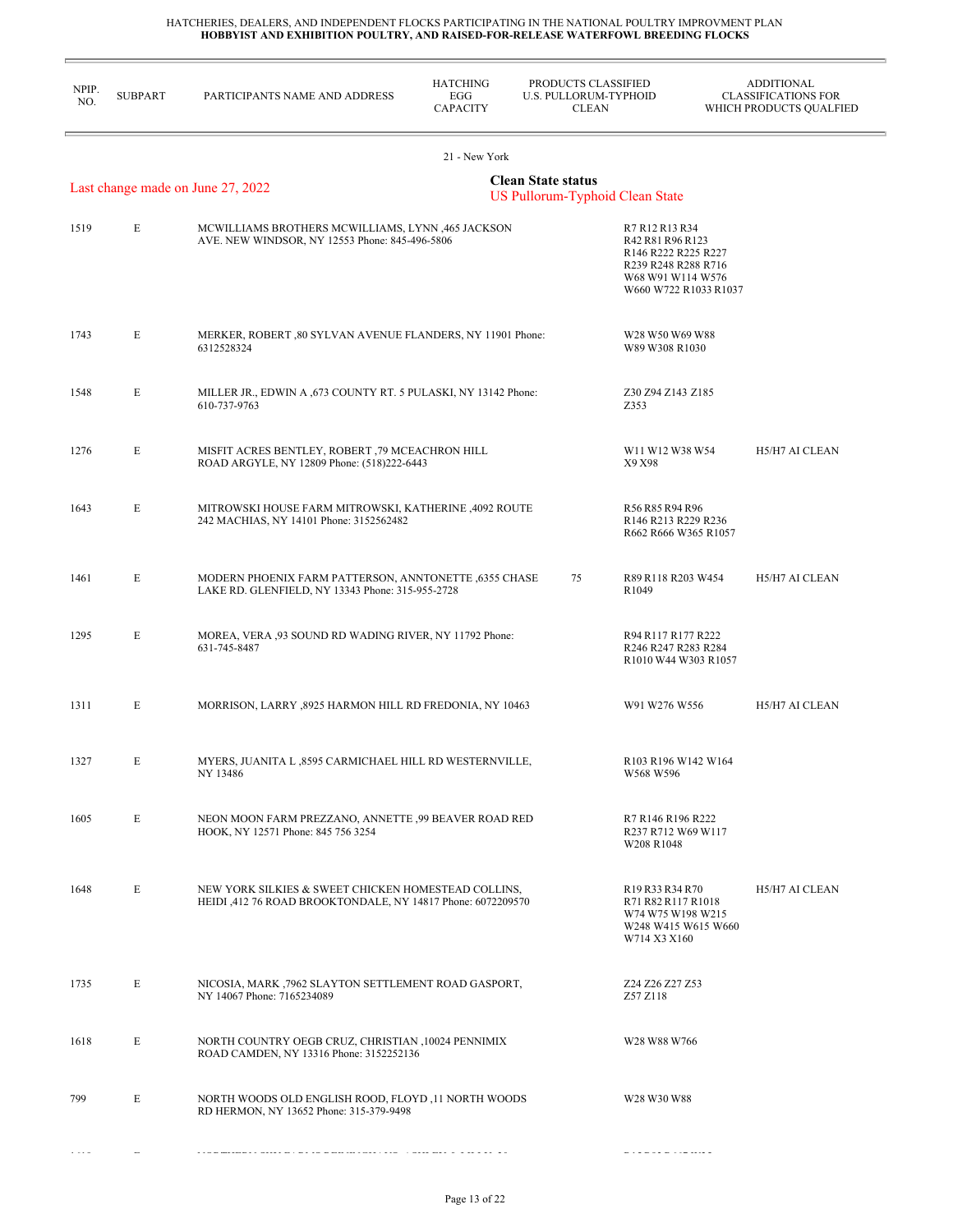HATCHERIES, DEALERS, AND INDEPENDENT FLOCKS PARTICIPATING IN THE NATIONAL POULTRY IMPROVMENT PLAN
**HOBBYIST AND EXHIBITION POULTRY, AND RAISED-FOR-RELEASE WATERFOWL BREEDING FLOCKS**

21 - New York

Last change made on June 27, 2022

**Clean State status**
US Pullorum-Typhoid Clean State

| NPIP. NO. | SUBPART | PARTICIPANTS NAME AND ADDRESS | HATCHING EGG CAPACITY | PRODUCTS CLASSIFIED U.S. PULLORUM-TYPHOID CLEAN | ADDITIONAL CLASSIFICATIONS FOR WHICH PRODUCTS QUALFIED |
|---|---|---|---|---|---|
| 1519 | E | MCWILLIAMS BROTHERS MCWILLIAMS, LYNN ,465 JACKSON AVE. NEW WINDSOR, NY 12553 Phone: 845-496-5806 | | R7 R12 R13 R34 R42 R81 R96 R123 R146 R222 R225 R227 R239 R248 R288 R716 W68 W91 W114 W576 W660 W722 R1033 R1037 | |
| 1743 | E | MERKER, ROBERT ,80 SYLVAN AVENUE FLANDERS, NY 11901 Phone: 6312528324 | | W28 W50 W69 W88 W89 W308 R1030 | |
| 1548 | E | MILLER JR., EDWIN A ,673 COUNTY RT. 5 PULASKI, NY 13142 Phone: 610-737-9763 | | Z30 Z94 Z143 Z185 Z353 | |
| 1276 | E | MISFIT ACRES BENTLEY, ROBERT ,79 MCEACHRON HILL ROAD ARGYLE, NY 12809 Phone: (518)222-6443 | | W11 W12 W38 W54 X9 X98 | H5/H7 AI CLEAN |
| 1643 | E | MITROWSKI HOUSE FARM MITROWSKI, KATHERINE ,4092 ROUTE 242 MACHIAS, NY 14101 Phone: 3152562482 | | R56 R85 R94 R96 R146 R213 R229 R236 R662 R666 W365 R1057 | |
| 1461 | E | MODERN PHOENIX FARM PATTERSON, ANNTONETTE ,6355 CHASE LAKE RD. GLENFIELD, NY 13343 Phone: 315-955-2728 | 75 | R89 R118 R203 W454 R1049 | H5/H7 AI CLEAN |
| 1295 | E | MOREA, VERA ,93 SOUND RD WADING RIVER, NY 11792 Phone: 631-745-8487 | | R94 R117 R177 R222 R246 R247 R283 R284 R1010 W44 W303 R1057 | |
| 1311 | E | MORRISON, LARRY ,8925 HARMON HILL RD FREDONIA, NY 10463 | | W91 W276 W556 | H5/H7 AI CLEAN |
| 1327 | E | MYERS, JUANITA L ,8595 CARMICHAEL HILL RD WESTERNVILLE, NY 13486 | | R103 R196 W142 W164 W568 W596 | |
| 1605 | E | NEON MOON FARM PREZZANO, ANNETTE ,99 BEAVER ROAD RED HOOK, NY 12571 Phone: 845 756 3254 | | R7 R146 R196 R222 R237 R712 W69 W117 W208 R1048 | |
| 1648 | E | NEW YORK SILKIES & SWEET CHICKEN HOMESTEAD COLLINS, HEIDI ,412 76 ROAD BROOKTONDALE, NY 14817 Phone: 6072209570 | | R19 R33 R34 R70 R71 R82 R117 R1018 W74 W75 W198 W215 W248 W415 W615 W660 W714 X3 X160 | H5/H7 AI CLEAN |
| 1735 | E | NICOSIA, MARK ,7962 SLAYTON SETTLEMENT ROAD GASPORT, NY 14067 Phone: 7165234089 | | Z24 Z26 Z27 Z53 Z57 Z118 | |
| 1618 | E | NORTH COUNTRY OEGB CRUZ, CHRISTIAN ,10024 PENNIMIX ROAD CAMDEN, NY 13316 Phone: 3152252136 | | W28 W88 W766 | |
| 799 | E | NORTH WOODS OLD ENGLISH ROOD, FLOYD ,11 NORTH WOODS RD HERMON, NY 13652 Phone: 315-379-9498 | | W28 W30 W88 | |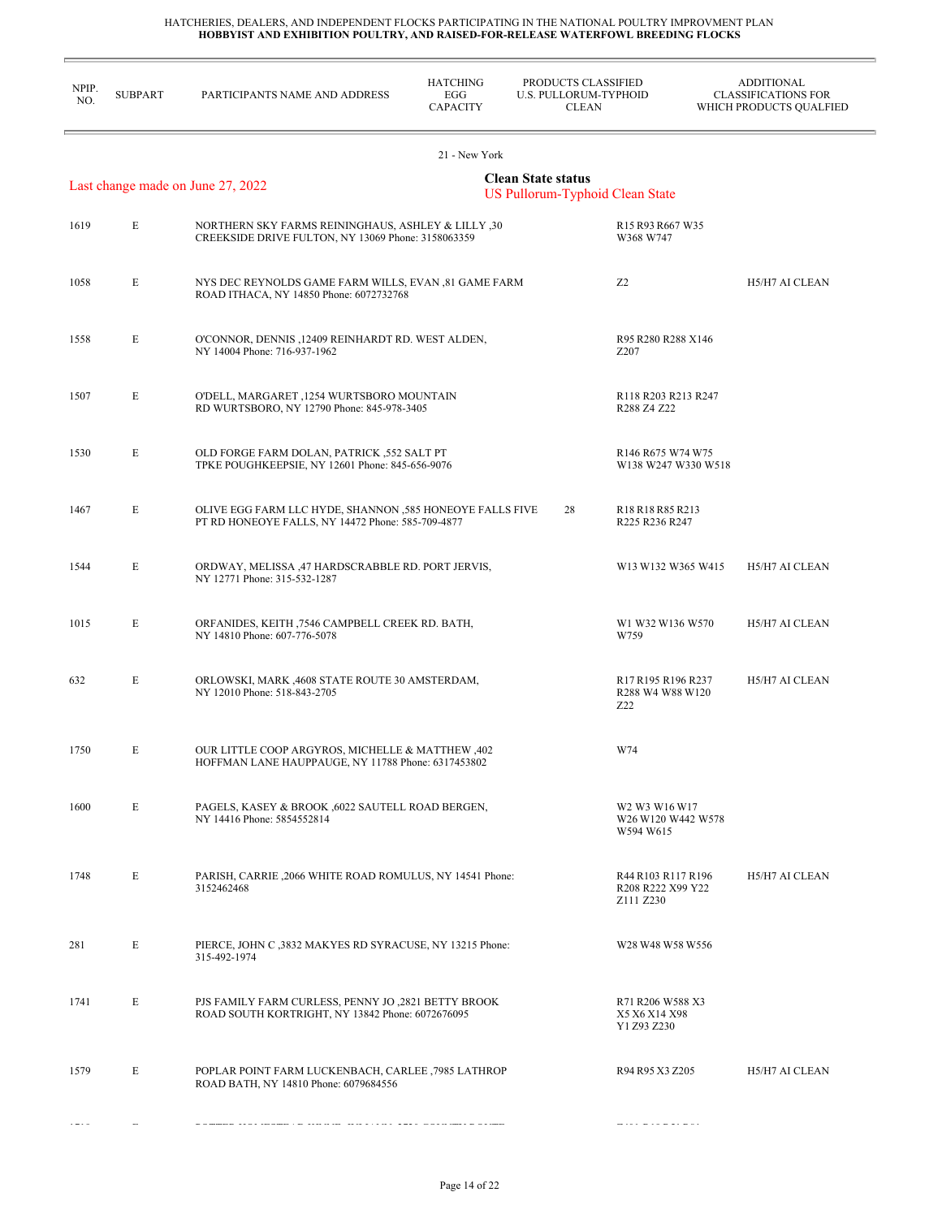HATCHERIES, DEALERS, AND INDEPENDENT FLOCKS PARTICIPATING IN THE NATIONAL POULTRY IMPROVMENT PLAN
**HOBBYIST AND EXHIBITION POULTRY, AND RAISED-FOR-RELEASE WATERFOWL BREEDING FLOCKS**

21 - New York

Last change made on June 27, 2022

**Clean State status**
US Pullorum-Typhoid Clean State

| NPIP. NO. | SUBPART | PARTICIPANTS NAME AND ADDRESS | HATCHING EGG CAPACITY | PRODUCTS CLASSIFIED U.S. PULLORUM-TYPHOID CLEAN | ADDITIONAL CLASSIFICATIONS FOR WHICH PRODUCTS QUALFIED |
|---|---|---|---|---|---|
| 1619 | E | NORTHERN SKY FARMS REININGHAUS, ASHLEY & LILLY ,30 CREEKSIDE DRIVE FULTON, NY 13069 Phone: 3158063359 | | R15 R93 R667 W35 W368 W747 | |
| 1058 | E | NYS DEC REYNOLDS GAME FARM WILLS, EVAN ,81 GAME FARM ROAD ITHACA, NY 14850 Phone: 6072732768 | | Z2 | H5/H7 AI CLEAN |
| 1558 | E | O'CONNOR, DENNIS ,12409 REINHARDT RD. WEST ALDEN, NY 14004 Phone: 716-937-1962 | | R95 R280 R288 X146 Z207 | |
| 1507 | E | O'DELL, MARGARET ,1254 WURTSBORO MOUNTAIN RD WURTSBORO, NY 12790 Phone: 845-978-3405 | | R118 R203 R213 R247 R288 Z4 Z22 | |
| 1530 | E | OLD FORGE FARM DOLAN, PATRICK ,552 SALT PT TPKE POUGHKEEPSIE, NY 12601 Phone: 845-656-9076 | | R146 R675 W74 W75 W138 W247 W330 W518 | |
| 1467 | E | OLIVE EGG FARM LLC HYDE, SHANNON ,585 HONEOYE FALLS FIVE PT RD HONEOYE FALLS, NY 14472 Phone: 585-709-4877 | 28 | R18 R18 R85 R213 R225 R236 R247 | |
| 1544 | E | ORDWAY, MELISSA ,47 HARDSCRABBLE RD. PORT JERVIS, NY 12771 Phone: 315-532-1287 | | W13 W132 W365 W415 | H5/H7 AI CLEAN |
| 1015 | E | ORFANIDES, KEITH ,7546 CAMPBELL CREEK RD. BATH, NY 14810 Phone: 607-776-5078 | | W1 W32 W136 W570 W759 | H5/H7 AI CLEAN |
| 632 | E | ORLOWSKI, MARK ,4608 STATE ROUTE 30 AMSTERDAM, NY 12010 Phone: 518-843-2705 | | R17 R195 R196 R237 R288 W4 W88 W120 Z22 | H5/H7 AI CLEAN |
| 1750 | E | OUR LITTLE COOP ARGYROS, MICHELLE & MATTHEW ,402 HOFFMAN LANE HAUPPAUGE, NY 11788 Phone: 6317453802 | | W74 | |
| 1600 | E | PAGELS, KASEY & BROOK ,6022 SAUTELL ROAD BERGEN, NY 14416 Phone: 5854552814 | | W2 W3 W16 W17 W26 W120 W442 W578 W594 W615 | |
| 1748 | E | PARISH, CARRIE ,2066 WHITE ROAD ROMULUS, NY 14541 Phone: 3152462468 | | R44 R103 R117 R196 R208 R222 X99 Y22 Z111 Z230 | H5/H7 AI CLEAN |
| 281 | E | PIERCE, JOHN C ,3832 MAKYES RD SYRACUSE, NY 13215 Phone: 315-492-1974 | | W28 W48 W58 W556 | |
| 1741 | E | PJS FAMILY FARM CURLESS, PENNY JO ,2821 BETTY BROOK ROAD SOUTH KORTRIGHT, NY 13842 Phone: 6072676095 | | R71 R206 W588 X3 X5 X6 X14 X98 Y1 Z93 Z230 | |
| 1579 | E | POPLAR POINT FARM LUCKENBACH, CARLEE ,7985 LATHROP ROAD BATH, NY 14810 Phone: 6079684556 | | R94 R95 X3 Z205 | H5/H7 AI CLEAN |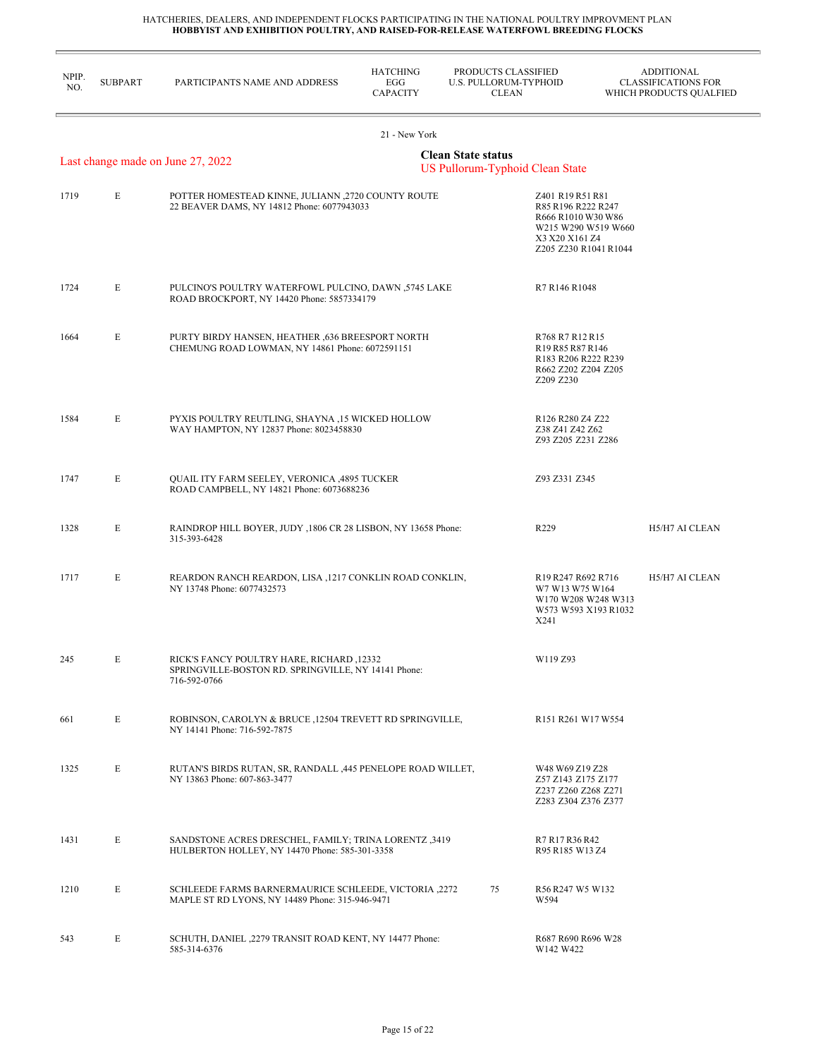HATCHERIES, DEALERS, AND INDEPENDENT FLOCKS PARTICIPATING IN THE NATIONAL POULTRY IMPROVMENT PLAN
**HOBBYIST AND EXHIBITION POULTRY, AND RAISED-FOR-RELEASE WATERFOWL BREEDING FLOCKS**

## 21 - New York

Last change made on June 27, 2022

**Clean State status**
US Pullorum-Typhoid Clean State

| NPIP. NO. | SUBPART | PARTICIPANTS NAME AND ADDRESS | HATCHING EGG CAPACITY | PRODUCTS CLASSIFIED U.S. PULLORUM-TYPHOID CLEAN | ADDITIONAL CLASSIFICATIONS FOR WHICH PRODUCTS QUALFIED |
|---|---|---|---|---|---|
| 1719 | E | POTTER HOMESTEAD KINNE, JULIANN ,2720 COUNTY ROUTE 22 BEAVER DAMS, NY 14812 Phone: 6077943033 | | Z401 R19 R51 R81 R85 R196 R222 R247 R666 R1010 W30 W86 W215 W290 W519 W660 X3 X20 X161 Z4 Z205 Z230 R1041 R1044 | |
| 1724 | E | PULCINO'S POULTRY WATERFOWL PULCINO, DAWN ,5745 LAKE ROAD BROCKPORT, NY 14420 Phone: 5857334179 | | R7 R146 R1048 | |
| 1664 | E | PURTY BIRDY HANSEN, HEATHER ,636 BREESPORT NORTH CHEMUNG ROAD LOWMAN, NY 14861 Phone: 6072591151 | | R768 R7 R12 R15 R19 R85 R87 R146 R183 R206 R222 R239 R662 Z202 Z204 Z205 Z209 Z230 | |
| 1584 | E | PYXIS POULTRY REUTLING, SHAYNA ,15 WICKED HOLLOW WAY HAMPTON, NY 12837 Phone: 8023458830 | | R126 R280 Z4 Z22 Z38 Z41 Z42 Z62 Z93 Z205 Z231 Z286 | |
| 1747 | E | QUAIL ITY FARM SEELEY, VERONICA ,4895 TUCKER ROAD CAMPBELL, NY 14821 Phone: 6073688236 | | Z93 Z331 Z345 | |
| 1328 | E | RAINDROP HILL BOYER, JUDY ,1806 CR 28 LISBON, NY 13658 Phone: 315-393-6428 | | R229 | H5/H7 AI CLEAN |
| 1717 | E | REARDON RANCH REARDON, LISA ,1217 CONKLIN ROAD CONKLIN, NY 13748 Phone: 6077432573 | | R19 R247 R692 R716 W7 W13 W75 W164 W170 W208 W248 W313 W573 W593 X193 R1032 X241 | H5/H7 AI CLEAN |
| 245 | E | RICK'S FANCY POULTRY HARE, RICHARD ,12332 SPRINGVILLE-BOSTON RD. SPRINGVILLE, NY 14141 Phone: 716-592-0766 | | W119 Z93 | |
| 661 | E | ROBINSON, CAROLYN & BRUCE ,12504 TREVETT RD SPRINGVILLE, NY 14141 Phone: 716-592-7875 | | R151 R261 W17 W554 | |
| 1325 | E | RUTAN'S BIRDS RUTAN, SR, RANDALL ,445 PENELOPE ROAD WILLET, NY 13863 Phone: 607-863-3477 | | W48 W69 Z19 Z28 Z57 Z143 Z175 Z177 Z237 Z260 Z268 Z271 Z283 Z304 Z376 Z377 | |
| 1431 | E | SANDSTONE ACRES DRESCHEL, FAMILY; TRINA LORENTZ ,3419 HULBERTON HOLLEY, NY 14470 Phone: 585-301-3358 | | R7 R17 R36 R42 R95 R185 W13 Z4 | |
| 1210 | E | SCHLEEDE FARMS BARNERMAURICE SCHLEEDE, VICTORIA ,2272 MAPLE ST RD LYONS, NY 14489 Phone: 315-946-9471 | 75 | R56 R247 W5 W132 W594 | |
| 543 | E | SCHUTH, DANIEL ,2279 TRANSIT ROAD KENT, NY 14477 Phone: 585-314-6376 | | R687 R690 R696 W28 W142 W422 | |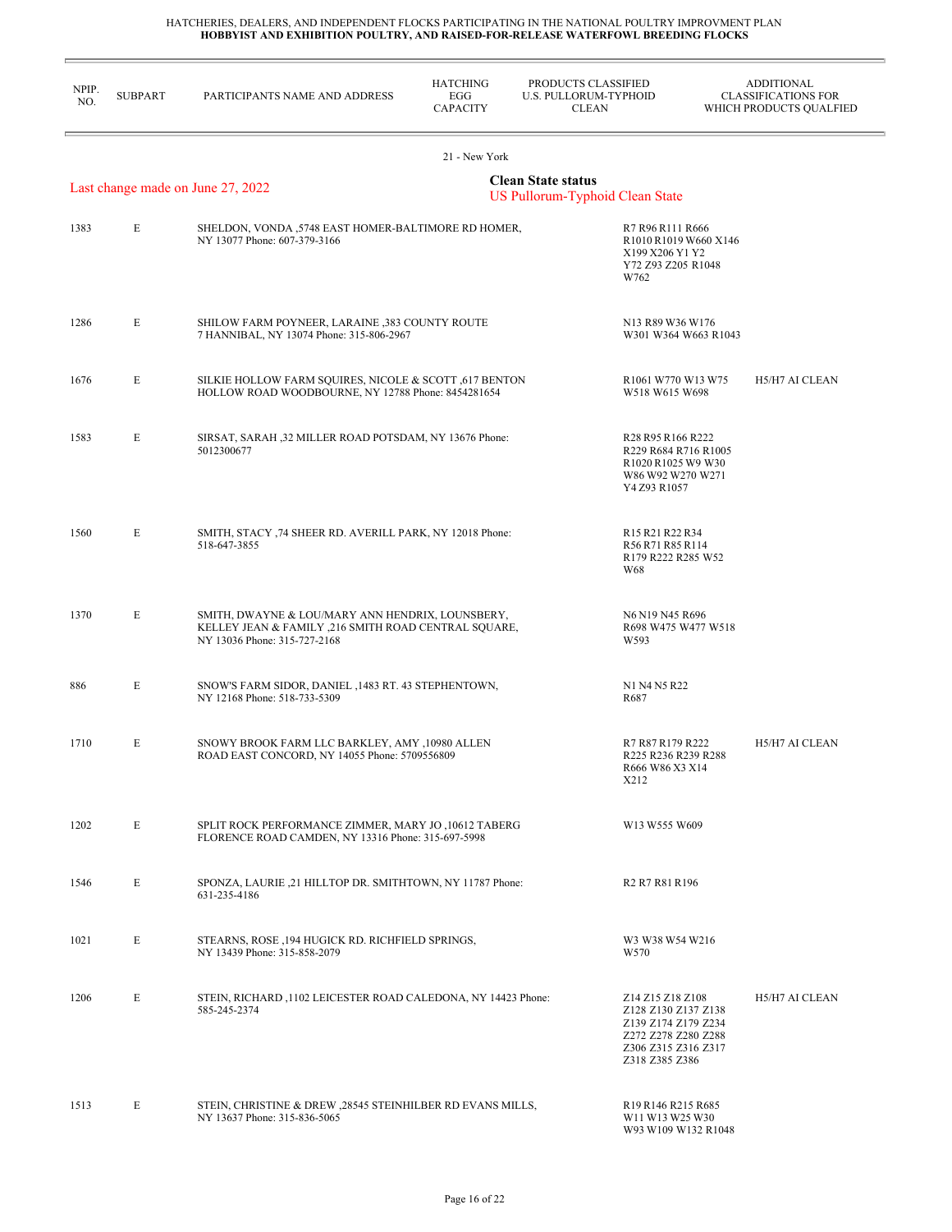HATCHERIES, DEALERS, AND INDEPENDENT FLOCKS PARTICIPATING IN THE NATIONAL POULTRY IMPROVMENT PLAN
**HOBBYIST AND EXHIBITION POULTRY, AND RAISED-FOR-RELEASE WATERFOWL BREEDING FLOCKS**

21 - New York

Last change made on June 27, 2022

**Clean State status**
US Pullorum-Typhoid Clean State

| NPIP. NO. | SUBPART | PARTICIPANTS NAME AND ADDRESS | HATCHING EGG CAPACITY | PRODUCTS CLASSIFIED U.S. PULLORUM-TYPHOID CLEAN | ADDITIONAL CLASSIFICATIONS FOR WHICH PRODUCTS QUALFIED |
|---|---|---|---|---|---|
| 1383 | E | SHELDON, VONDA ,5748 EAST HOMER-BALTIMORE RD HOMER, NY 13077 Phone: 607-379-3166 | | R7 R96 R111 R666 R1010 R1019 W660 X146 X199 X206 Y1 Y2 Y72 Z93 Z205 R1048 W762 | |
| 1286 | E | SHILOW FARM POYNEER, LARAINE ,383 COUNTY ROUTE 7 HANNIBAL, NY 13074 Phone: 315-806-2967 | | N13 R89 W36 W176 W301 W364 W663 R1043 | |
| 1676 | E | SILKIE HOLLOW FARM SQUIRES, NICOLE & SCOTT ,617 BENTON HOLLOW ROAD WOODBOURNE, NY 12788 Phone: 8454281654 | | R1061 W770 W13 W75 W518 W615 W698 | H5/H7 AI CLEAN |
| 1583 | E | SIRSAT, SARAH ,32 MILLER ROAD POTSDAM, NY 13676 Phone: 5012300677 | | R28 R95 R166 R222 R229 R684 R716 R1005 R1020 R1025 W9 W30 W86 W92 W270 W271 Y4 Z93 R1057 | |
| 1560 | E | SMITH, STACY ,74 SHEER RD. AVERILL PARK, NY 12018 Phone: 518-647-3855 | | R15 R21 R22 R34 R56 R71 R85 R114 R179 R222 R285 W52 W68 | |
| 1370 | E | SMITH, DWAYNE & LOU/MARY ANN HENDRIX, LOUNSBERY, KELLEY JEAN & FAMILY ,216 SMITH ROAD CENTRAL SQUARE, NY 13036 Phone: 315-727-2168 | | N6 N19 N45 R696 R698 W475 W477 W518 W593 | |
| 886 | E | SNOW'S FARM SIDOR, DANIEL ,1483 RT. 43 STEPHENTOWN, NY 12168 Phone: 518-733-5309 | | N1 N4 N5 R22 R687 | |
| 1710 | E | SNOWY BROOK FARM LLC BARKLEY, AMY ,10980 ALLEN ROAD EAST CONCORD, NY 14055 Phone: 5709556809 | | R7 R87 R179 R222 R225 R236 R239 R288 R666 W86 X3 X14 X212 | H5/H7 AI CLEAN |
| 1202 | E | SPLIT ROCK PERFORMANCE ZIMMER, MARY JO ,10612 TABERG FLORENCE ROAD CAMDEN, NY 13316 Phone: 315-697-5998 | | W13 W555 W609 | |
| 1546 | E | SPONZA, LAURIE ,21 HILLTOP DR. SMITHTOWN, NY 11787 Phone: 631-235-4186 | | R2 R7 R81 R196 | |
| 1021 | E | STEARNS, ROSE ,194 HUGICK RD. RICHFIELD SPRINGS, NY 13439 Phone: 315-858-2079 | | W3 W38 W54 W216 W570 | |
| 1206 | E | STEIN, RICHARD ,1102 LEICESTER ROAD CALEDONA, NY 14423 Phone: 585-245-2374 | | Z14 Z15 Z18 Z108 Z128 Z130 Z137 Z138 Z139 Z174 Z179 Z234 Z272 Z278 Z280 Z288 Z306 Z315 Z316 Z317 Z318 Z385 Z386 | H5/H7 AI CLEAN |
| 1513 | E | STEIN, CHRISTINE & DREW ,28545 STEINHILBER RD EVANS MILLS, NY 13637 Phone: 315-836-5065 | | R19 R146 R215 R685 W11 W13 W25 W30 W93 W109 W132 R1048 | |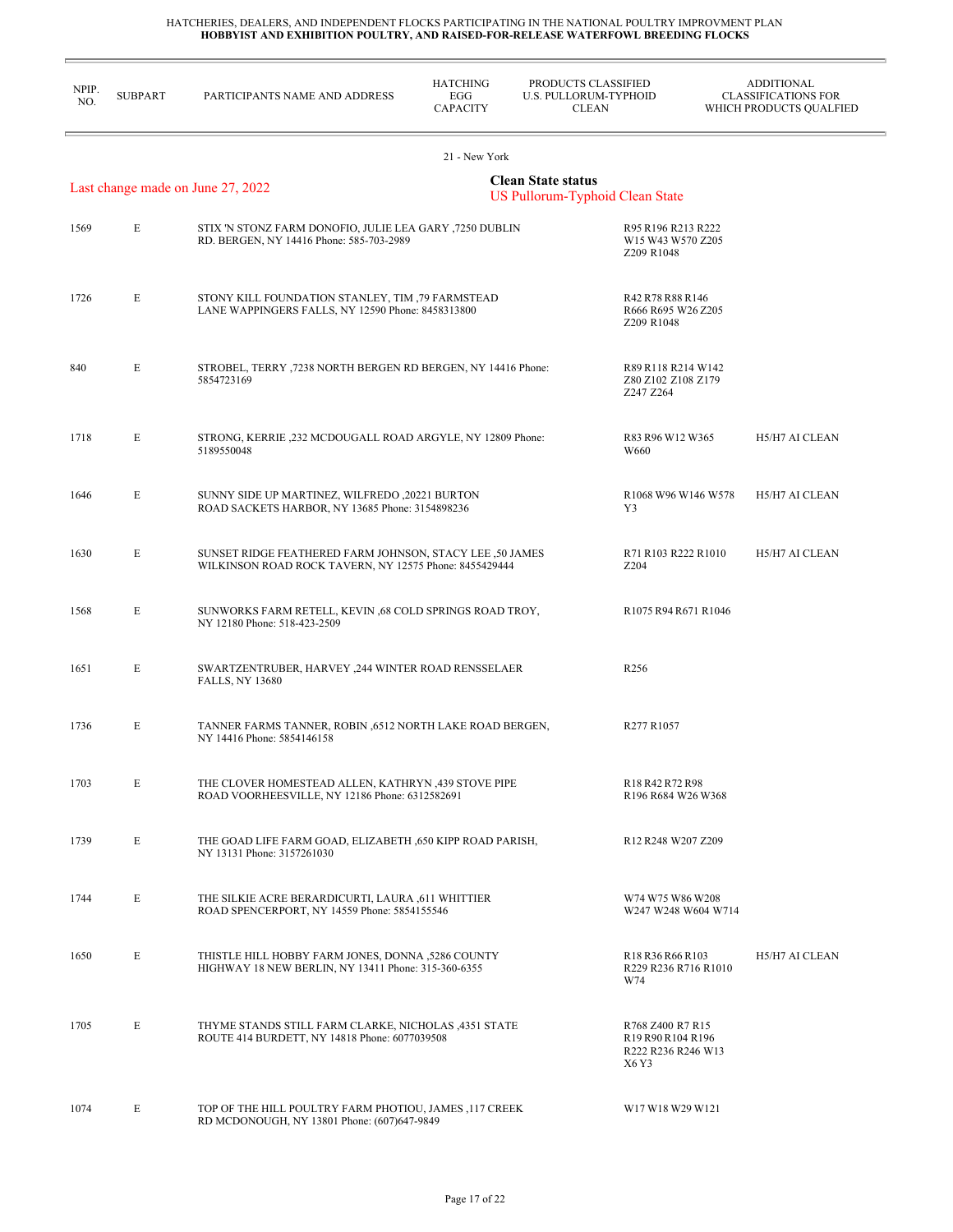HATCHERIES, DEALERS, AND INDEPENDENT FLOCKS PARTICIPATING IN THE NATIONAL POULTRY IMPROVMENT PLAN
**HOBBYIST AND EXHIBITION POULTRY, AND RAISED-FOR-RELEASE WATERFOWL BREEDING FLOCKS**

21 - New York

Last change made on June 27, 2022

**Clean State status**
US Pullorum-Typhoid Clean State

| NPIP. NO. | SUBPART | PARTICIPANTS NAME AND ADDRESS | HATCHING EGG CAPACITY | PRODUCTS CLASSIFIED U.S. PULLORUM-TYPHOID CLEAN | ADDITIONAL CLASSIFICATIONS FOR WHICH PRODUCTS QUALFIED |
|---|---|---|---|---|---|
| 1569 | E | STIX 'N STONZ FARM DONOFIO, JULIE LEA GARY ,7250 DUBLIN RD. BERGEN, NY 14416 Phone: 585-703-2989 | | R95 R196 R213 R222 W15 W43 W570 Z205 Z209 R1048 | |
| 1726 | E | STONY KILL FOUNDATION STANLEY, TIM ,79 FARMSTEAD LANE WAPPINGERS FALLS, NY 12590 Phone: 8458313800 | | R42 R78 R88 R146 R666 R695 W26 Z205 Z209 R1048 | |
| 840 | E | STROBEL, TERRY ,7238 NORTH BERGEN RD BERGEN, NY 14416 Phone: 5854723169 | | R89 R118 R214 W142 Z80 Z102 Z108 Z179 Z247 Z264 | |
| 1718 | E | STRONG, KERRIE ,232 MCDOUGALL ROAD ARGYLE, NY 12809 Phone: 5189550048 | | R83 R96 W12 W365 W660 | H5/H7 AI CLEAN |
| 1646 | E | SUNNY SIDE UP MARTINEZ, WILFREDO ,20221 BURTON ROAD SACKETS HARBOR, NY 13685 Phone: 3154898236 | | R1068 W96 W146 W578 Y3 | H5/H7 AI CLEAN |
| 1630 | E | SUNSET RIDGE FEATHERED FARM JOHNSON, STACY LEE ,50 JAMES WILKINSON ROAD ROCK TAVERN, NY 12575 Phone: 8455429444 | | R71 R103 R222 R1010 Z204 | H5/H7 AI CLEAN |
| 1568 | E | SUNWORKS FARM RETELL, KEVIN ,68 COLD SPRINGS ROAD TROY, NY 12180 Phone: 518-423-2509 | | R1075 R94 R671 R1046 | |
| 1651 | E | SWARTZENTRUBER, HARVEY ,244 WINTER ROAD RENSSELAER FALLS, NY 13680 | | R256 | |
| 1736 | E | TANNER FARMS TANNER, ROBIN ,6512 NORTH LAKE ROAD BERGEN, NY 14416 Phone: 5854146158 | | R277 R1057 | |
| 1703 | E | THE CLOVER HOMESTEAD ALLEN, KATHRYN ,439 STOVE PIPE ROAD VOORHEESVILLE, NY 12186 Phone: 6312582691 | | R18 R42 R72 R98 R196 R684 W26 W368 | |
| 1739 | E | THE GOAD LIFE FARM GOAD, ELIZABETH ,650 KIPP ROAD PARISH, NY 13131 Phone: 3157261030 | | R12 R248 W207 Z209 | |
| 1744 | E | THE SILKIE ACRE BERARDICURTI, LAURA ,611 WHITTIER ROAD SPENCERPORT, NY 14559 Phone: 5854155546 | | W74 W75 W86 W208 W247 W248 W604 W714 | |
| 1650 | E | THISTLE HILL HOBBY FARM JONES, DONNA ,5286 COUNTY HIGHWAY 18 NEW BERLIN, NY 13411 Phone: 315-360-6355 | | R18 R36 R66 R103 R229 R236 R716 R1010 W74 | H5/H7 AI CLEAN |
| 1705 | E | THYME STANDS STILL FARM CLARKE, NICHOLAS ,4351 STATE ROUTE 414 BURDETT, NY 14818 Phone: 6077039508 | | R768 Z400 R7 R15 R19 R90 R104 R196 R222 R236 R246 W13 X6 Y3 | |
| 1074 | E | TOP OF THE HILL POULTRY FARM PHOTIOU, JAMES ,117 CREEK RD MCDONOUGH, NY 13801 Phone: (607)647-9849 | | W17 W18 W29 W121 | |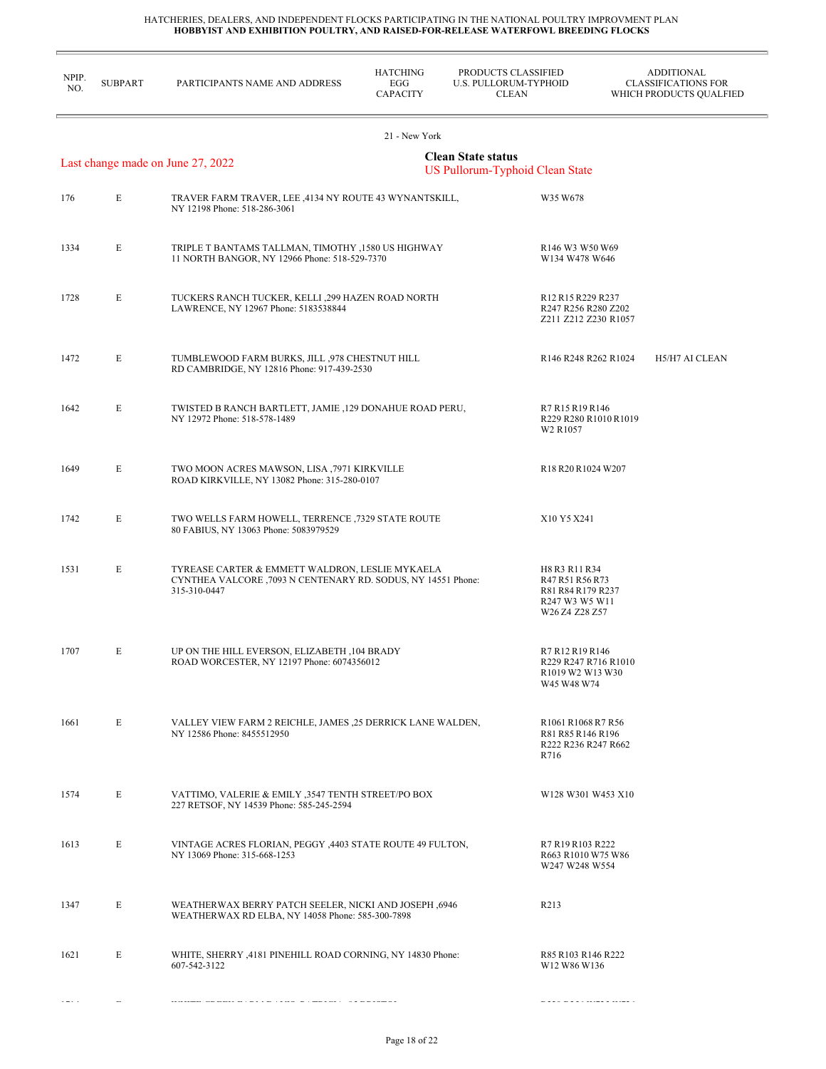HATCHERIES, DEALERS, AND INDEPENDENT FLOCKS PARTICIPATING IN THE NATIONAL POULTRY IMPROVMENT PLAN
**HOBBYIST AND EXHIBITION POULTRY, AND RAISED-FOR-RELEASE WATERFOWL BREEDING FLOCKS**

21 - New York

Last change made on June 27, 2022

**Clean State status**
US Pullorum-Typhoid Clean State

| NPIP. NO. | SUBPART | PARTICIPANTS NAME AND ADDRESS | HATCHING EGG CAPACITY | PRODUCTS CLASSIFIED U.S. PULLORUM-TYPHOID CLEAN | ADDITIONAL CLASSIFICATIONS FOR WHICH PRODUCTS QUALFIED |
|---|---|---|---|---|---|
| 176 | E | TRAVER FARM TRAVER, LEE ,4134 NY ROUTE 43 WYNANTSKILL, NY 12198 Phone: 518-286-3061 | | W35 W678 | |
| 1334 | E | TRIPLE T BANTAMS TALLMAN, TIMOTHY ,1580 US HIGHWAY 11 NORTH BANGOR, NY 12966 Phone: 518-529-7370 | | R146 W3 W50 W69 W134 W478 W646 | |
| 1728 | E | TUCKERS RANCH TUCKER, KELLI ,299 HAZEN ROAD NORTH LAWRENCE, NY 12967 Phone: 5183538844 | | R12 R15 R229 R237 R247 R256 R280 Z202 Z211 Z212 Z230 R1057 | |
| 1472 | E | TUMBLEWOOD FARM BURKS, JILL ,978 CHESTNUT HILL RD CAMBRIDGE, NY 12816 Phone: 917-439-2530 | | R146 R248 R262 R1024 | H5/H7 AI CLEAN |
| 1642 | E | TWISTED B RANCH BARTLETT, JAMIE ,129 DONAHUE ROAD PERU, NY 12972 Phone: 518-578-1489 | | R7 R15 R19 R146 R229 R280 R1010 R1019 W2 R1057 | |
| 1649 | E | TWO MOON ACRES MAWSON, LISA ,7971 KIRKVILLE ROAD KIRKVILLE, NY 13082 Phone: 315-280-0107 | | R18 R20 R1024 W207 | |
| 1742 | E | TWO WELLS FARM HOWELL, TERRENCE ,7329 STATE ROUTE 80 FABIUS, NY 13063 Phone: 5083979529 | | X10 Y5 X241 | |
| 1531 | E | TYREASE CARTER & EMMETT WALDRON, LESLIE MYKAELA CYNTHEA VALCORE ,7093 N CENTENARY RD. SODUS, NY 14551 Phone: 315-310-0447 | | H8 R3 R11 R34 R47 R51 R56 R73 R81 R84 R179 R237 R247 W3 W5 W11 W26 Z4 Z28 Z57 | |
| 1707 | E | UP ON THE HILL EVERSON, ELIZABETH ,104 BRADY ROAD WORCESTER, NY 12197 Phone: 6074356012 | | R7 R12 R19 R146 R229 R247 R716 R1010 R1019 W2 W13 W30 W45 W48 W74 | |
| 1661 | E | VALLEY VIEW FARM 2 REICHLE, JAMES ,25 DERRICK LANE WALDEN, NY 12586 Phone: 8455512950 | | R1061 R1068 R7 R56 R81 R85 R146 R196 R222 R236 R247 R662 R716 | |
| 1574 | E | VATTIMO, VALERIE & EMILY ,3547 TENTH STREET/PO BOX 227 RETSOF, NY 14539 Phone: 585-245-2594 | | W128 W301 W453 X10 | |
| 1613 | E | VINTAGE ACRES FLORIAN, PEGGY ,4403 STATE ROUTE 49 FULTON, NY 13069 Phone: 315-668-1253 | | R7 R19 R103 R222 R663 R1010 W75 W86 W247 W248 W554 | |
| 1347 | E | WEATHERWAX BERRY PATCH SEELER, NICKI AND JOSEPH ,6946 WEATHERWAX RD ELBA, NY 14058 Phone: 585-300-7898 | | R213 | |
| 1621 | E | WHITE, SHERRY ,4181 PINEHILL ROAD CORNING, NY 14830 Phone: 607-542-3122 | | R85 R103 R146 R222 W12 W86 W136 | |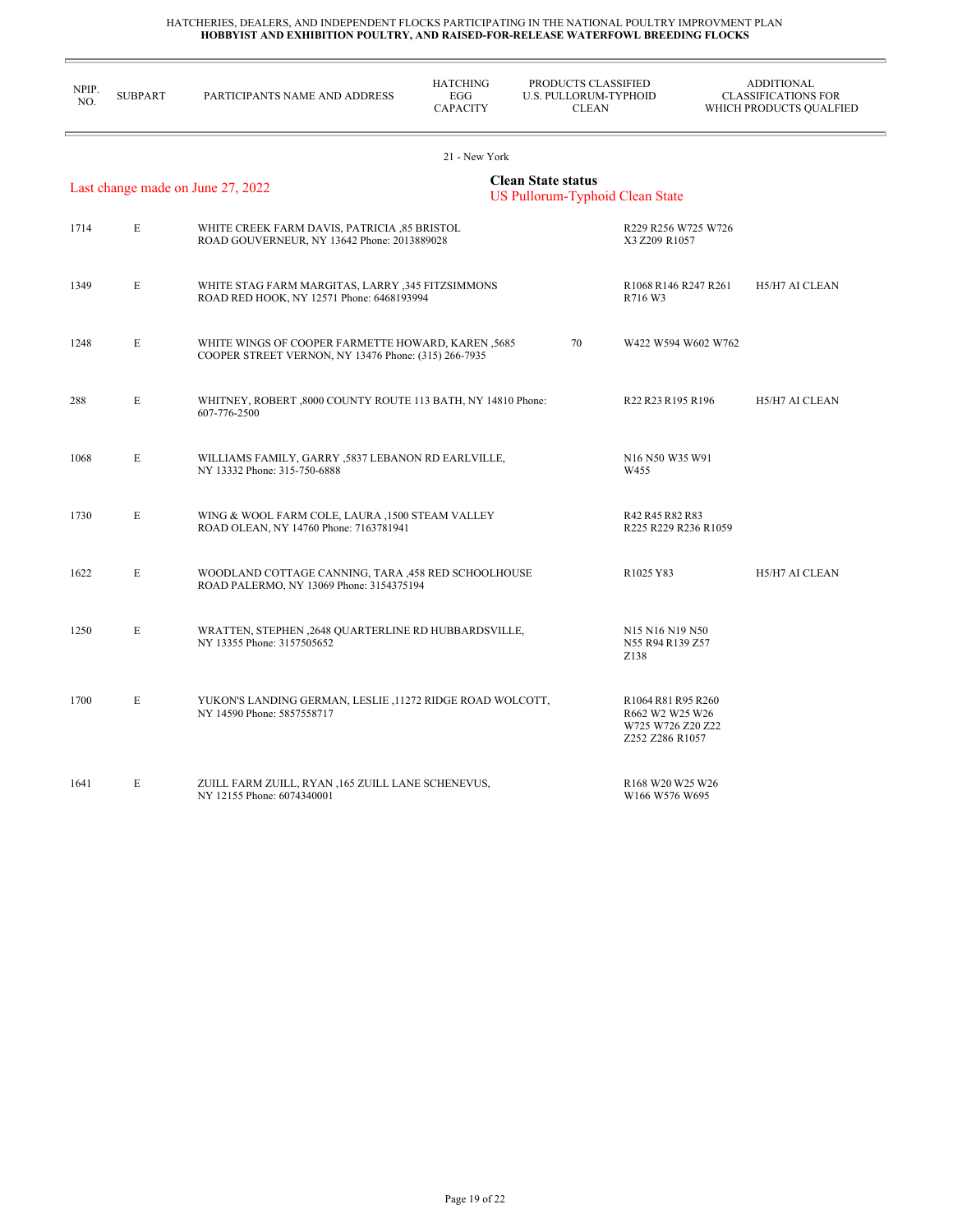HATCHERIES, DEALERS, AND INDEPENDENT FLOCKS PARTICIPATING IN THE NATIONAL POULTRY IMPROVMENT PLAN
**HOBBYIST AND EXHIBITION POULTRY, AND RAISED-FOR-RELEASE WATERFOWL BREEDING FLOCKS**

21 - New York

Last change made on June 27, 2022

**Clean State status**
US Pullorum-Typhoid Clean State

| NPIP. NO. | SUBPART | PARTICIPANTS NAME AND ADDRESS | HATCHING EGG CAPACITY | PRODUCTS CLASSIFIED U.S. PULLORUM-TYPHOID CLEAN | ADDITIONAL CLASSIFICATIONS FOR WHICH PRODUCTS QUALFIED |
|---|---|---|---|---|---|
| 1714 | E | WHITE CREEK FARM DAVIS, PATRICIA ,85 BRISTOL ROAD GOUVERNEUR, NY 13642 Phone: 2013889028 | | R229 R256 W725 W726 X3 Z209 R1057 | |
| 1349 | E | WHITE STAG FARM MARGITAS, LARRY ,345 FITZSIMMONS ROAD RED HOOK, NY 12571 Phone: 6468193994 | | R1068 R146 R247 R261 R716 W3 | H5/H7 AI CLEAN |
| 1248 | E | WHITE WINGS OF COOPER FARMETTE HOWARD, KAREN ,5685 COOPER STREET VERNON, NY 13476 Phone: (315) 266-7935 | 70 | W422 W594 W602 W762 | |
| 288 | E | WHITNEY, ROBERT ,8000 COUNTY ROUTE 113 BATH, NY 14810 Phone: 607-776-2500 | | R22 R23 R195 R196 | H5/H7 AI CLEAN |
| 1068 | E | WILLIAMS FAMILY, GARRY ,5837 LEBANON RD EARLVILLE, NY 13332 Phone: 315-750-6888 | | N16 N50 W35 W91 W455 | |
| 1730 | E | WING & WOOL FARM COLE, LAURA ,1500 STEAM VALLEY ROAD OLEAN, NY 14760 Phone: 7163781941 | | R42 R45 R82 R83 R225 R229 R236 R1059 | |
| 1622 | E | WOODLAND COTTAGE CANNING, TARA ,458 RED SCHOOLHOUSE ROAD PALERMO, NY 13069 Phone: 3154375194 | | R1025 Y83 | H5/H7 AI CLEAN |
| 1250 | E | WRATTEN, STEPHEN ,2648 QUARTERLINE RD HUBBARDSVILLE, NY 13355 Phone: 3157505652 | | N15 N16 N19 N50 N55 R94 R139 Z57 Z138 | |
| 1700 | E | YUKON'S LANDING GERMAN, LESLIE ,11272 RIDGE ROAD WOLCOTT, NY 14590 Phone: 5857558717 | | R1064 R81 R95 R260 R662 W2 W25 W26 W725 W726 Z20 Z22 Z252 Z286 R1057 | |
| 1641 | E | ZUILL FARM ZUILL, RYAN ,165 ZUILL LANE SCHENEVUS, NY 12155 Phone: 6074340001 | | R168 W20 W25 W26 W166 W576 W695 | |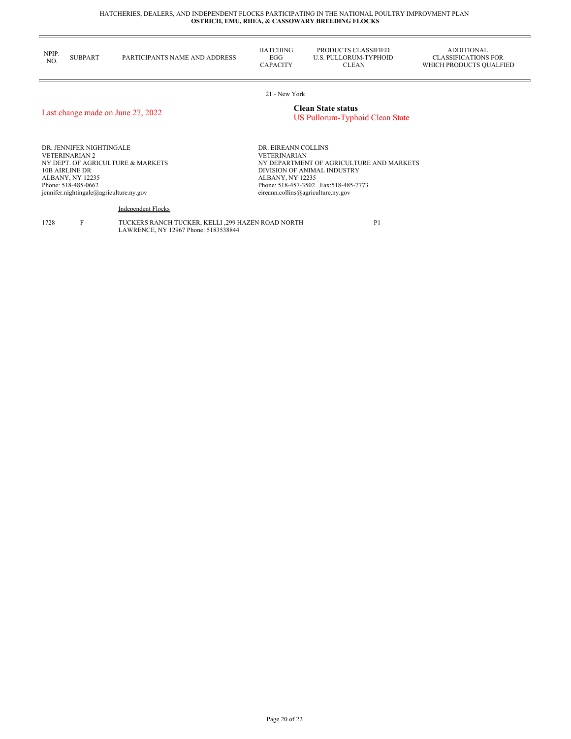HATCHERIES, DEALERS, AND INDEPENDENT FLOCKS PARTICIPATING IN THE NATIONAL POULTRY IMPROVMENT PLAN
**OSTRICH, EMU, RHEA, & CASSOWARY BREEDING FLOCKS**

| NPIP. NO. | SUBPART | PARTICIPANTS NAME AND ADDRESS | HATCHING EGG CAPACITY | PRODUCTS CLASSIFIED U.S. PULLORUM-TYPHOID CLEAN | ADDITIONAL CLASSIFICATIONS FOR WHICH PRODUCTS QUALFIED |
|---|---|---|---|---|---|

21 - New York

Last change made on June 27, 2022

**Clean State status**
US Pullorum-Typhoid Clean State

DR. JENNIFER NIGHTINGALE
VETERINARIAN 2
NY DEPT. OF AGRICULTURE & MARKETS
10B AIRLINE DR
ALBANY, NY 12235
Phone: 518-485-0662
jennifer.nightingale@agriculture.ny.gov

DR. EIREANN COLLINS
VETERINARIAN
NY DEPARTMENT OF AGRICULTURE AND MARKETS
DIVISION OF ANIMAL INDUSTRY
ALBANY, NY 12235
Phone: 518-457-3502 Fax:518-485-7773
eireann.collins@agriculture.ny.gov

Independent Flocks

| NPIP. NO. | SUBPART | PARTICIPANTS NAME AND ADDRESS | HATCHING EGG CAPACITY | PRODUCTS CLASSIFIED U.S. PULLORUM-TYPHOID CLEAN | ADDITIONAL CLASSIFICATIONS FOR WHICH PRODUCTS QUALFIED |
|---|---|---|---|---|---|
| 1728 | F | TUCKERS RANCH TUCKER, KELLI ,299 HAZEN ROAD NORTH LAWRENCE, NY 12967 Phone: 5183538844 | | P1 | |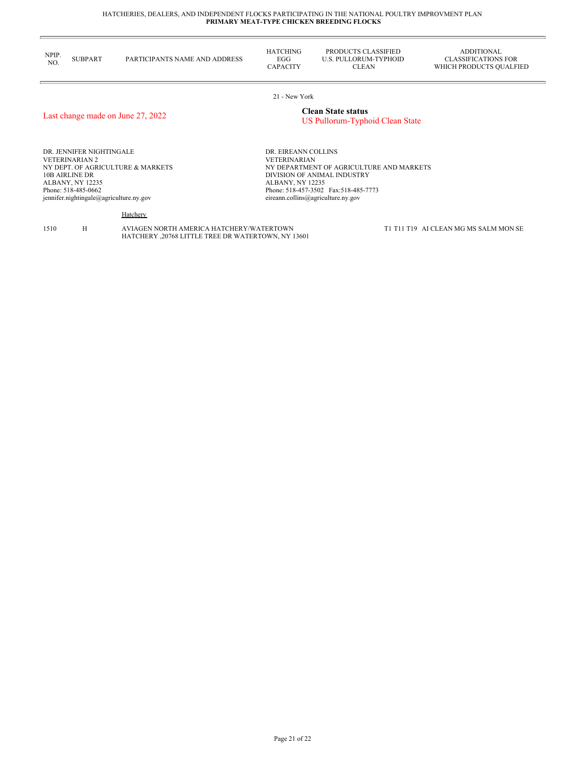HATCHERIES, DEALERS, AND INDEPENDENT FLOCKS PARTICIPATING IN THE NATIONAL POULTRY IMPROVMENT PLAN

**PRIMARY MEAT-TYPE CHICKEN BREEDING FLOCKS**

| NPIP. NO. | SUBPART | PARTICIPANTS NAME AND ADDRESS | HATCHING EGG CAPACITY | PRODUCTS CLASSIFIED U.S. PULLORUM-TYPHOID CLEAN | ADDITIONAL CLASSIFICATIONS FOR WHICH PRODUCTS QUALFIED |
|---|---|---|---|---|---|

21 - New York

Last change made on June 27, 2022

**Clean State status**
US Pullorum-Typhoid Clean State

DR. JENNIFER NIGHTINGALE
VETERINARIAN 2
NY DEPT. OF AGRICULTURE & MARKETS
10B AIRLINE DR
ALBANY, NY 12235
Phone: 518-485-0662
jennifer.nightingale@agriculture.ny.gov

DR. EIREANN COLLINS
VETERINARIAN
NY DEPARTMENT OF AGRICULTURE AND MARKETS
DIVISION OF ANIMAL INDUSTRY
ALBANY, NY 12235
Phone: 518-457-3502 Fax:518-485-7773
eireann.collins@agriculture.ny.gov

Hatchery

| NPIP. NO. | SUBPART | PARTICIPANTS NAME AND ADDRESS | HATCHING EGG CAPACITY | PRODUCTS CLASSIFIED U.S. PULLORUM-TYPHOID CLEAN | ADDITIONAL CLASSIFICATIONS FOR WHICH PRODUCTS QUALFIED |
|---|---|---|---|---|---|
| 1510 | H | AVIAGEN NORTH AMERICA HATCHERY/WATERTOWN HATCHERY ,20768 LITTLE TREE DR WATERTOWN, NY 13601 | | | T1 T11 T19 AI CLEAN MG MS SALM MON SE |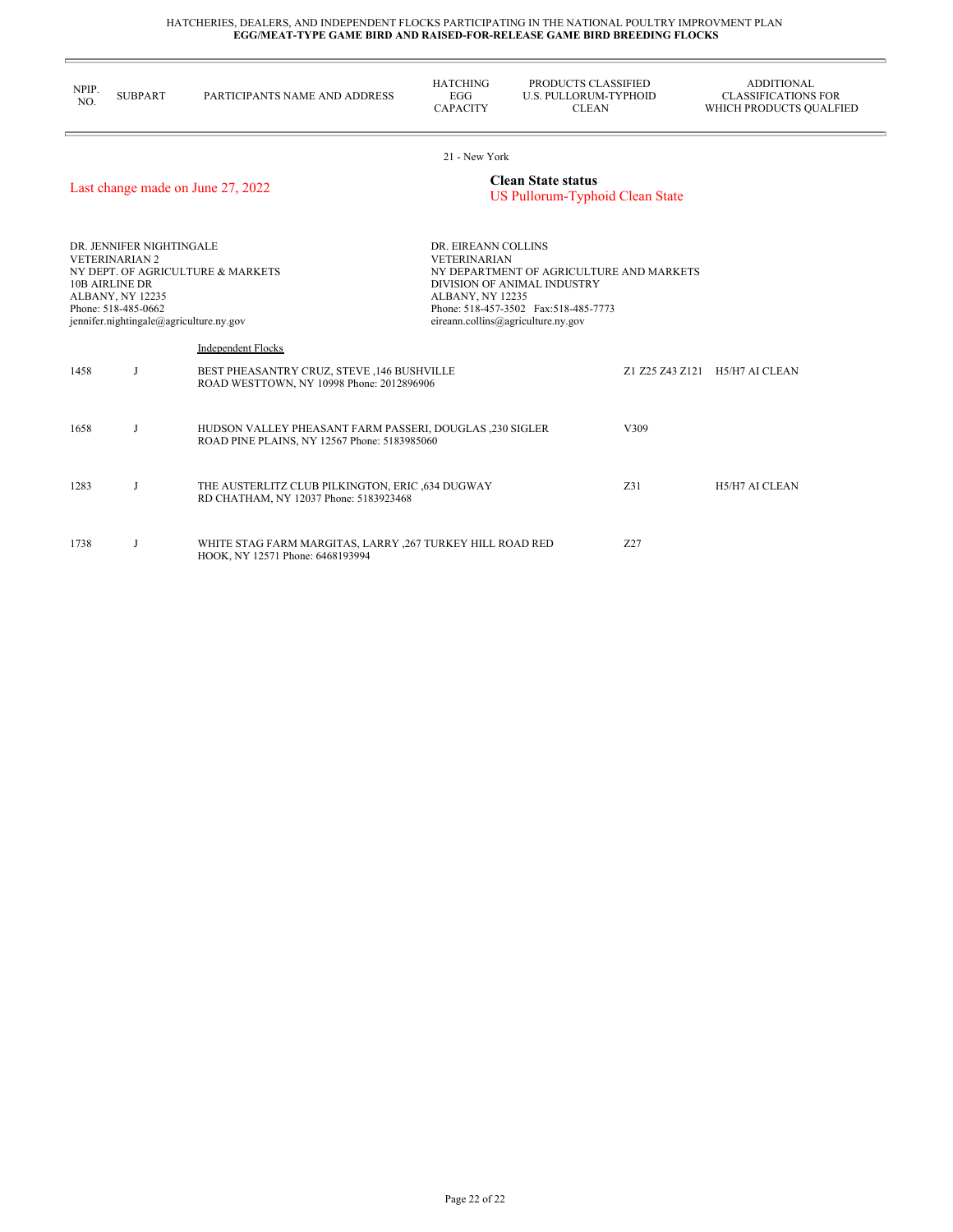HATCHERIES, DEALERS, AND INDEPENDENT FLOCKS PARTICIPATING IN THE NATIONAL POULTRY IMPROVMENT PLAN
**EGG/MEAT-TYPE GAME BIRD AND RAISED-FOR-RELEASE GAME BIRD BREEDING FLOCKS**

21 - New York

Last change made on June 27, 2022

**Clean State status**
US Pullorum-Typhoid Clean State

DR. JENNIFER NIGHTINGALE
VETERINARIAN 2
NY DEPT. OF AGRICULTURE & MARKETS
10B AIRLINE DR
ALBANY, NY 12235
Phone: 518-485-0662
jennifer.nightingale@agriculture.ny.gov

DR. EIREANN COLLINS
VETERINARIAN
NY DEPARTMENT OF AGRICULTURE AND MARKETS
DIVISION OF ANIMAL INDUSTRY
ALBANY, NY 12235
Phone: 518-457-3502 Fax:518-485-7773
eireann.collins@agriculture.ny.gov

| NPIP. NO. | SUBPART | PARTICIPANTS NAME AND ADDRESS | HATCHING EGG CAPACITY | PRODUCTS CLASSIFIED U.S. PULLORUM-TYPHOID CLEAN | ADDITIONAL CLASSIFICATIONS FOR WHICH PRODUCTS QUALFIED |
|---|---|---|---|---|---|
| | | Independent Flocks | | | |
| 1458 | J | BEST PHEASANTRY CRUZ, STEVE ,146 BUSHVILLE ROAD WESTTOWN, NY 10998 Phone: 2012896906 | | Z1 Z25 Z43 Z121 | H5/H7 AI CLEAN |
| 1658 | J | HUDSON VALLEY PHEASANT FARM PASSERI, DOUGLAS ,230 SIGLER ROAD PINE PLAINS, NY 12567 Phone: 5183985060 | | V309 | |
| 1283 | J | THE AUSTERLITZ CLUB PILKINGTON, ERIC ,634 DUGWAY RD CHATHAM, NY 12037 Phone: 5183923468 | | Z31 | H5/H7 AI CLEAN |
| 1738 | J | WHITE STAG FARM MARGITAS, LARRY ,267 TURKEY HILL ROAD RED HOOK, NY 12571 Phone: 6468193994 | | Z27 | |